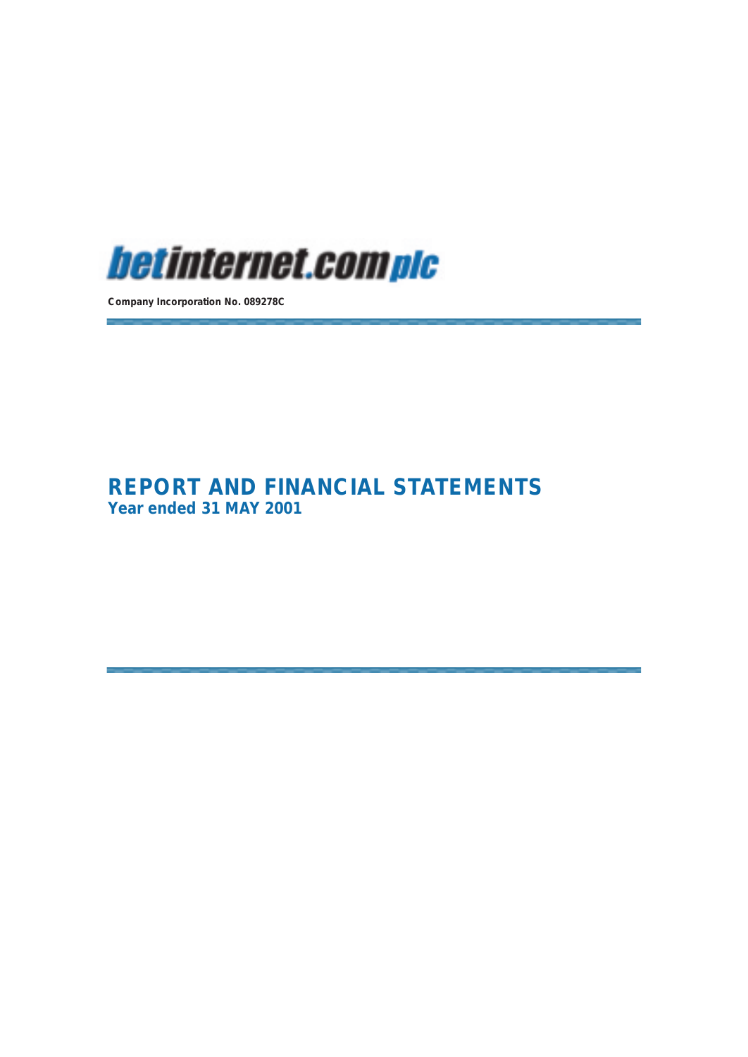**betinternet.complc**

**Company Incorporation No. 089278C**

# REPORT AND FINANCIAL STATEMENTS

## Year ended 31 MAY 2001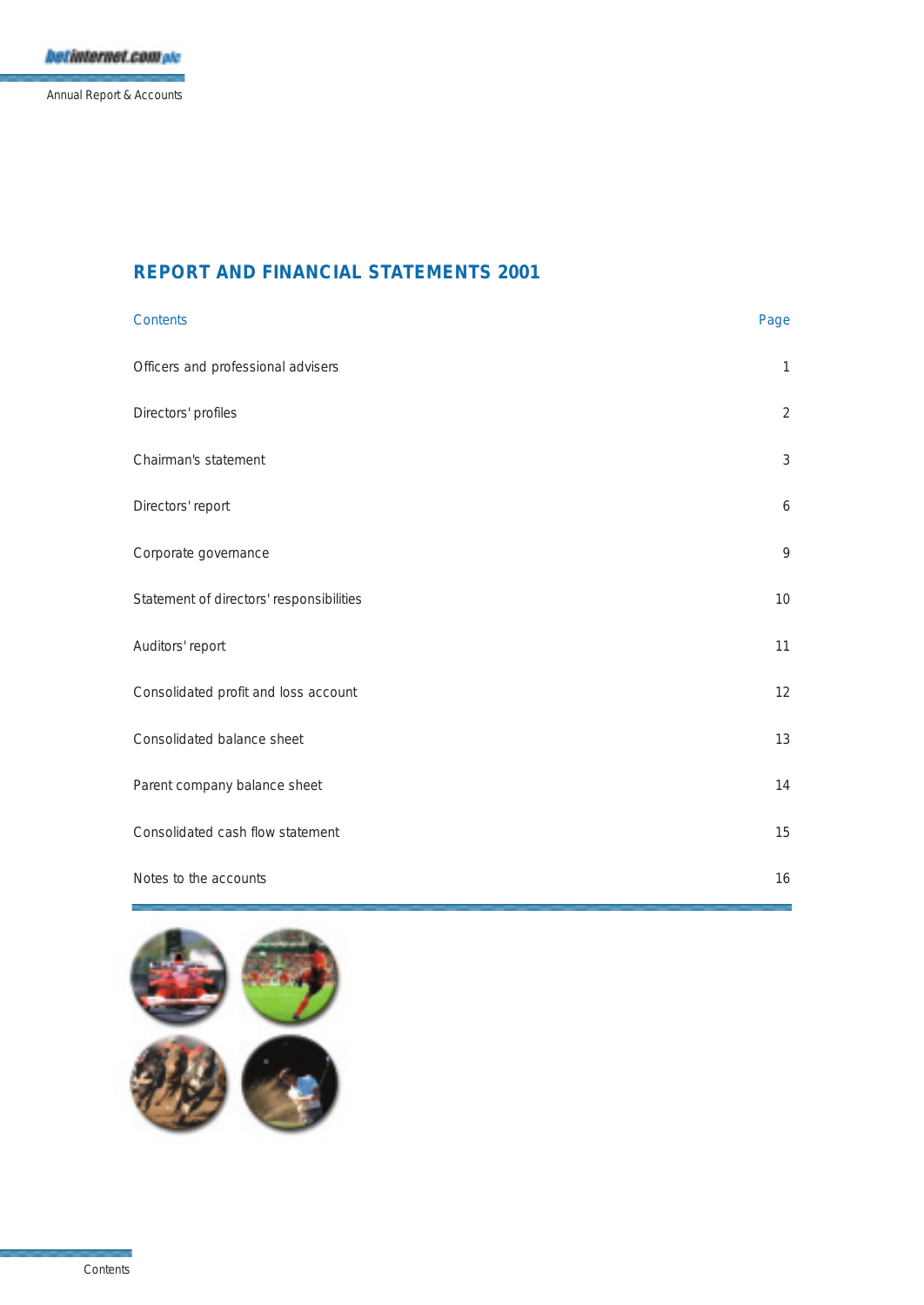# REPORT AND FINANCIAL STATEMENTS 2001

| Contents | Page |
|---|---|
| Officers and professional advisers | 1 |
| Directors' profiles | 2 |
| Chairman's statement | 3 |
| Directors' report | 6 |
| Corporate governance | 9 |
| Statement of directors' responsibilities | 10 |
| Auditors' report | 11 |
| Consolidated profit and loss account | 12 |
| Consolidated balance sheet | 13 |
| Parent company balance sheet | 14 |
| Consolidated cash flow statement | 15 |
| Notes to the accounts | 16 |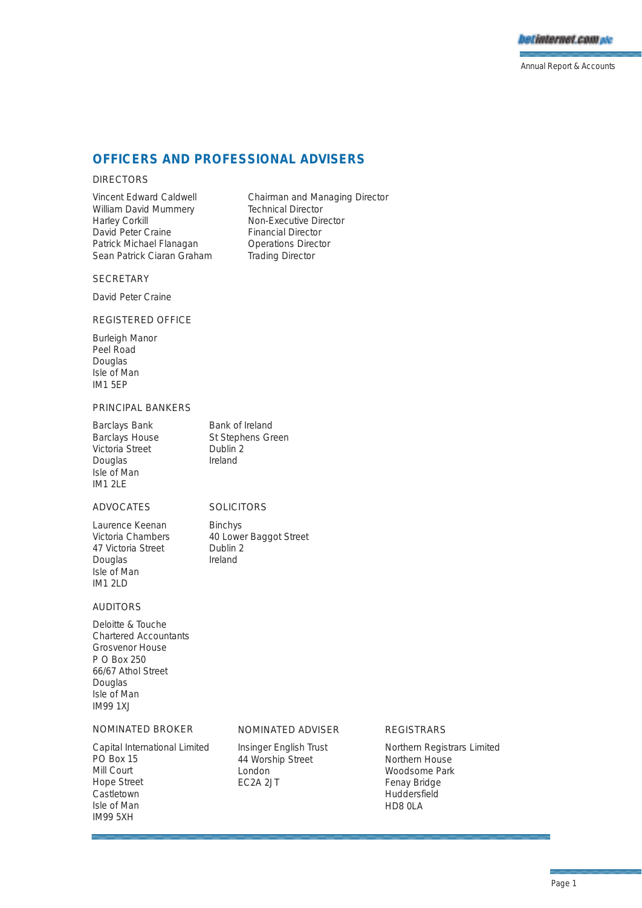# OFFICERS AND PROFESSIONAL ADVISERS

## DIRECTORS

| | |
|---|---|
| Vincent Edward Caldwell | Chairman and Managing Director |
| William David Mummery | Technical Director |
| Harley Corkill | Non-Executive Director |
| David Peter Craine | Financial Director |
| Patrick Michael Flanagan | Operations Director |
| Sean Patrick Ciaran Graham | Trading Director |

## SECRETARY

David Peter Craine

## REGISTERED OFFICE

Burleigh Manor
Peel Road
Douglas
Isle of Man
IM1 5EP

## PRINCIPAL BANKERS

Barclays Bank
Barclays House
Victoria Street
Douglas
Isle of Man
IM1 2LE

Bank of Ireland
St Stephens Green
Dublin 2
Ireland

## ADVOCATES

Laurence Keenan
Victoria Chambers
47 Victoria Street
Douglas
Isle of Man
IM1 2LD

## SOLICITORS

Binchys
40 Lower Baggot Street
Dublin 2
Ireland

## AUDITORS

Deloitte & Touche
Chartered Accountants
Grosvenor House
P O Box 250
66/67 Athol Street
Douglas
Isle of Man
IM99 1XJ

## NOMINATED BROKER

Capital International Limited
PO Box 15
Mill Court
Hope Street
Castletown
Isle of Man
IM99 5XH

## NOMINATED ADVISER

Insinger English Trust
44 Worship Street
London
EC2A 2JT

## REGISTRARS

Northern Registrars Limited
Northern House
Woodsome Park
Fenay Bridge
Huddersfield
HD8 0LA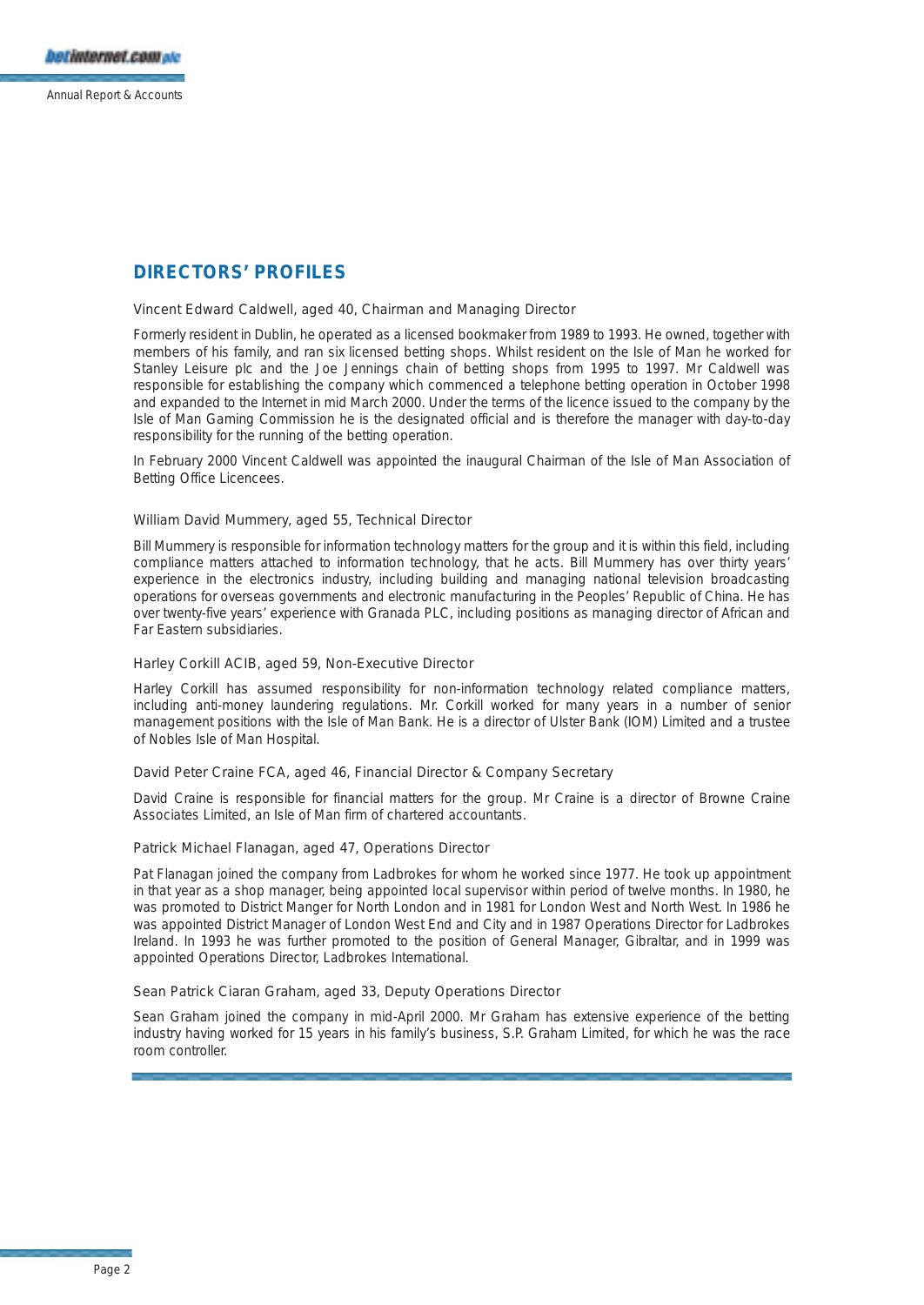## DIRECTORS' PROFILES

### Vincent Edward Caldwell, aged 40, Chairman and Managing Director

Formerly resident in Dublin, he operated as a licensed bookmaker from 1989 to 1993. He owned, together with members of his family, and ran six licensed betting shops. Whilst resident on the Isle of Man he worked for Stanley Leisure plc and the Joe Jennings chain of betting shops from 1995 to 1997. Mr Caldwell was responsible for establishing the company which commenced a telephone betting operation in October 1998 and expanded to the Internet in mid March 2000. Under the terms of the licence issued to the company by the Isle of Man Gaming Commission he is the designated official and is therefore the manager with day-to-day responsibility for the running of the betting operation.

In February 2000 Vincent Caldwell was appointed the inaugural Chairman of the Isle of Man Association of Betting Office Licencees.

### William David Mummery, aged 55, Technical Director

Bill Mummery is responsible for information technology matters for the group and it is within this field, including compliance matters attached to information technology, that he acts. Bill Mummery has over thirty years' experience in the electronics industry, including building and managing national television broadcasting operations for overseas governments and electronic manufacturing in the Peoples' Republic of China. He has over twenty-five years' experience with Granada PLC, including positions as managing director of African and Far Eastern subsidiaries.

### Harley Corkill ACIB, aged 59, Non-Executive Director

Harley Corkill has assumed responsibility for non-information technology related compliance matters, including anti-money laundering regulations. Mr. Corkill worked for many years in a number of senior management positions with the Isle of Man Bank. He is a director of Ulster Bank (IOM) Limited and a trustee of Nobles Isle of Man Hospital.

### David Peter Craine FCA, aged 46, Financial Director & Company Secretary

David Craine is responsible for financial matters for the group. Mr Craine is a director of Browne Craine Associates Limited, an Isle of Man firm of chartered accountants.

### Patrick Michael Flanagan, aged 47, Operations Director

Pat Flanagan joined the company from Ladbrokes for whom he worked since 1977. He took up appointment in that year as a shop manager, being appointed local supervisor within period of twelve months. In 1980, he was promoted to District Manger for North London and in 1981 for London West and North West. In 1986 he was appointed District Manager of London West End and City and in 1987 Operations Director for Ladbrokes Ireland. In 1993 he was further promoted to the position of General Manager, Gibraltar, and in 1999 was appointed Operations Director, Ladbrokes International.

### Sean Patrick Ciaran Graham, aged 33, Deputy Operations Director

Sean Graham joined the company in mid-April 2000. Mr Graham has extensive experience of the betting industry having worked for 15 years in his family's business, S.P. Graham Limited, for which he was the race room controller.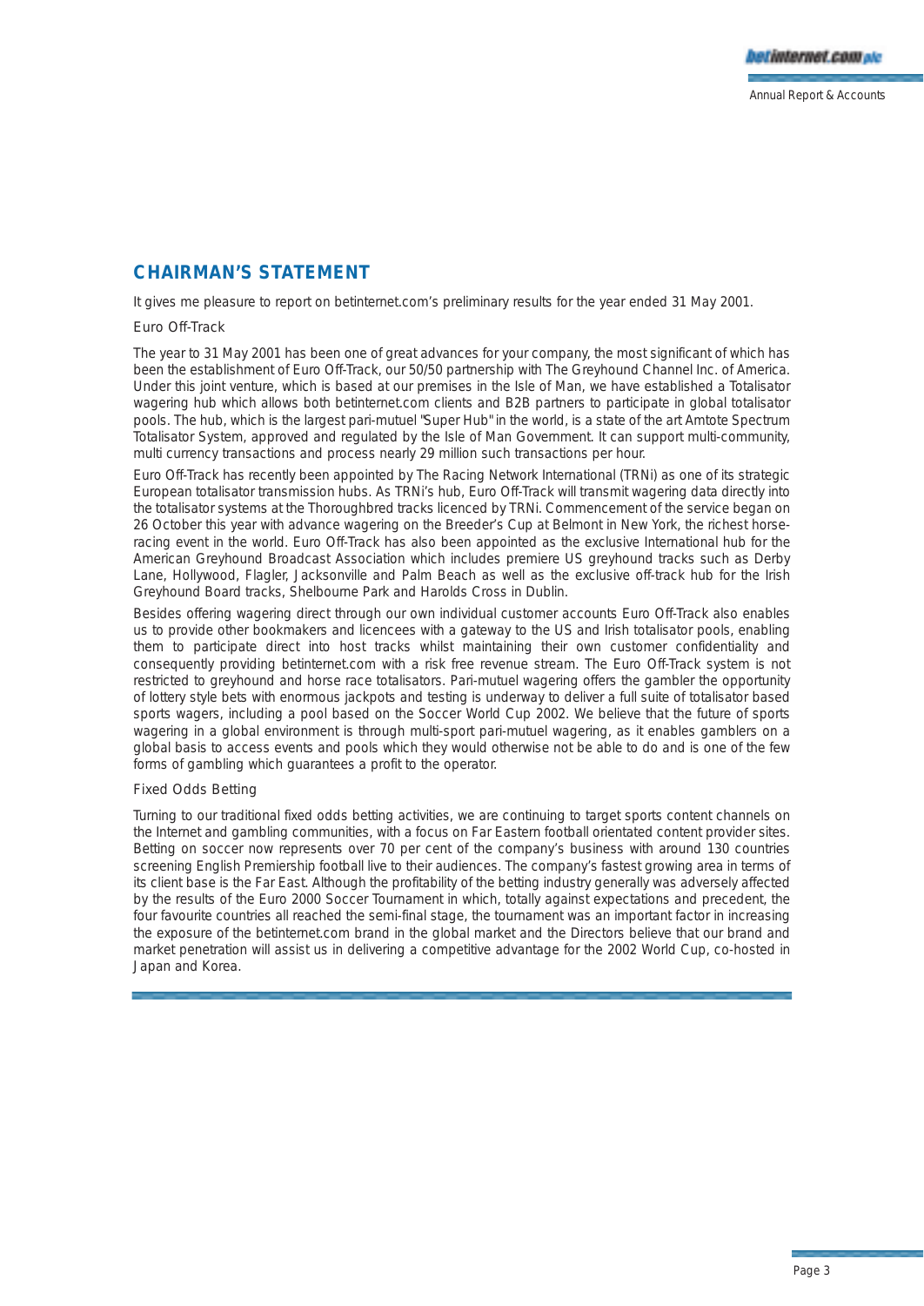## CHAIRMAN'S STATEMENT

It gives me pleasure to report on betinternet.com's preliminary results for the year ended 31 May 2001.

### Euro Off-Track

The year to 31 May 2001 has been one of great advances for your company, the most significant of which has been the establishment of Euro Off-Track, our 50/50 partnership with The Greyhound Channel Inc. of America. Under this joint venture, which is based at our premises in the Isle of Man, we have established a Totalisator wagering hub which allows both betinternet.com clients and B2B partners to participate in global totalisator pools. The hub, which is the largest pari-mutuel "Super Hub" in the world, is a state of the art Amtote Spectrum Totalisator System, approved and regulated by the Isle of Man Government. It can support multi-community, multi currency transactions and process nearly 29 million such transactions per hour.

Euro Off-Track has recently been appointed by The Racing Network International (TRNi) as one of its strategic European totalisator transmission hubs. As TRNi's hub, Euro Off-Track will transmit wagering data directly into the totalisator systems at the Thoroughbred tracks licenced by TRNi. Commencement of the service began on 26 October this year with advance wagering on the Breeder's Cup at Belmont in New York, the richest horse-racing event in the world. Euro Off-Track has also been appointed as the exclusive International hub for the American Greyhound Broadcast Association which includes premiere US greyhound tracks such as Derby Lane, Hollywood, Flagler, Jacksonville and Palm Beach as well as the exclusive off-track hub for the Irish Greyhound Board tracks, Shelbourne Park and Harolds Cross in Dublin.

Besides offering wagering direct through our own individual customer accounts Euro Off-Track also enables us to provide other bookmakers and licencees with a gateway to the US and Irish totalisator pools, enabling them to participate direct into host tracks whilst maintaining their own customer confidentiality and consequently providing betinternet.com with a risk free revenue stream. The Euro Off-Track system is not restricted to greyhound and horse race totalisators. Pari-mutuel wagering offers the gambler the opportunity of lottery style bets with enormous jackpots and testing is underway to deliver a full suite of totalisator based sports wagers, including a pool based on the Soccer World Cup 2002. We believe that the future of sports wagering in a global environment is through multi-sport pari-mutuel wagering, as it enables gamblers on a global basis to access events and pools which they would otherwise not be able to do and is one of the few forms of gambling which guarantees a profit to the operator.

### Fixed Odds Betting

Turning to our traditional fixed odds betting activities, we are continuing to target sports content channels on the Internet and gambling communities, with a focus on Far Eastern football orientated content provider sites. Betting on soccer now represents over 70 per cent of the company's business with around 130 countries screening English Premiership football live to their audiences. The company's fastest growing area in terms of its client base is the Far East. Although the profitability of the betting industry generally was adversely affected by the results of the Euro 2000 Soccer Tournament in which, totally against expectations and precedent, the four favourite countries all reached the semi-final stage, the tournament was an important factor in increasing the exposure of the betinternet.com brand in the global market and the Directors believe that our brand and market penetration will assist us in delivering a competitive advantage for the 2002 World Cup, co-hosted in Japan and Korea.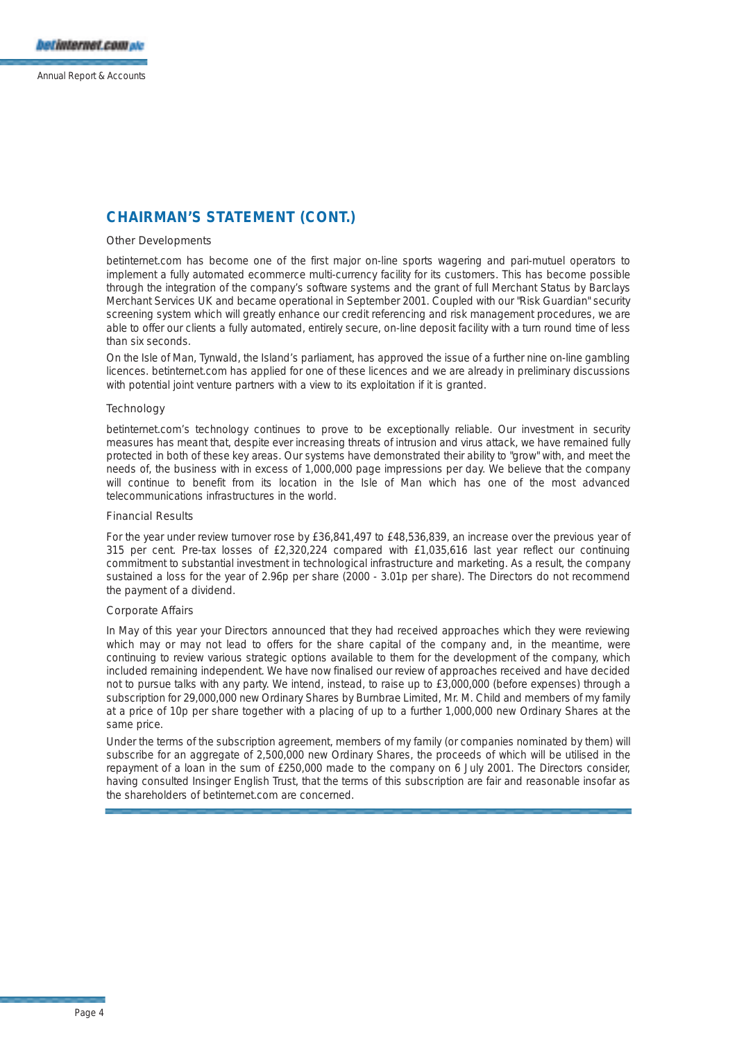## CHAIRMAN'S STATEMENT (CONT.)

### Other Developments

betinternet.com has become one of the first major on-line sports wagering and pari-mutuel operators to implement a fully automated ecommerce multi-currency facility for its customers. This has become possible through the integration of the company's software systems and the grant of full Merchant Status by Barclays Merchant Services UK and became operational in September 2001. Coupled with our "Risk Guardian" security screening system which will greatly enhance our credit referencing and risk management procedures, we are able to offer our clients a fully automated, entirely secure, on-line deposit facility with a turn round time of less than six seconds.

On the Isle of Man, Tynwald, the Island's parliament, has approved the issue of a further nine on-line gambling licences. betinternet.com has applied for one of these licences and we are already in preliminary discussions with potential joint venture partners with a view to its exploitation if it is granted.

### Technology

betinternet.com's technology continues to prove to be exceptionally reliable. Our investment in security measures has meant that, despite ever increasing threats of intrusion and virus attack, we have remained fully protected in both of these key areas. Our systems have demonstrated their ability to "grow" with, and meet the needs of, the business with in excess of 1,000,000 page impressions per day. We believe that the company will continue to benefit from its location in the Isle of Man which has one of the most advanced telecommunications infrastructures in the world.

### Financial Results

For the year under review turnover rose by £36,841,497 to £48,536,839, an increase over the previous year of 315 per cent. Pre-tax losses of £2,320,224 compared with £1,035,616 last year reflect our continuing commitment to substantial investment in technological infrastructure and marketing. As a result, the company sustained a loss for the year of 2.96p per share (2000 - 3.01p per share). The Directors do not recommend the payment of a dividend.

### Corporate Affairs

In May of this year your Directors announced that they had received approaches which they were reviewing which may or may not lead to offers for the share capital of the company and, in the meantime, were continuing to review various strategic options available to them for the development of the company, which included remaining independent. We have now finalised our review of approaches received and have decided not to pursue talks with any party. We intend, instead, to raise up to £3,000,000 (before expenses) through a subscription for 29,000,000 new Ordinary Shares by Burnbrae Limited, Mr. M. Child and members of my family at a price of 10p per share together with a placing of up to a further 1,000,000 new Ordinary Shares at the same price.

Under the terms of the subscription agreement, members of my family (or companies nominated by them) will subscribe for an aggregate of 2,500,000 new Ordinary Shares, the proceeds of which will be utilised in the repayment of a loan in the sum of £250,000 made to the company on 6 July 2001. The Directors consider, having consulted Insinger English Trust, that the terms of this subscription are fair and reasonable insofar as the shareholders of betinternet.com are concerned.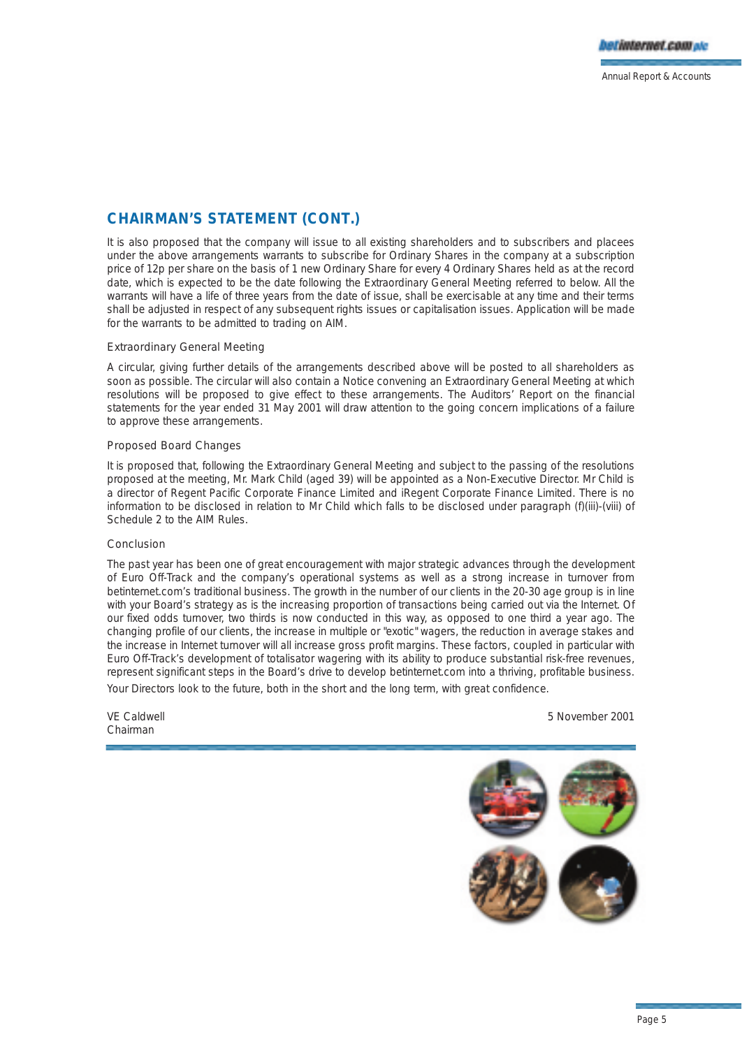## CHAIRMAN'S STATEMENT (CONT.)

It is also proposed that the company will issue to all existing shareholders and to subscribers and placees under the above arrangements warrants to subscribe for Ordinary Shares in the company at a subscription price of 12p per share on the basis of 1 new Ordinary Share for every 4 Ordinary Shares held as at the record date, which is expected to be the date following the Extraordinary General Meeting referred to below. All the warrants will have a life of three years from the date of issue, shall be exercisable at any time and their terms shall be adjusted in respect of any subsequent rights issues or capitalisation issues. Application will be made for the warrants to be admitted to trading on AIM.

### Extraordinary General Meeting

A circular, giving further details of the arrangements described above will be posted to all shareholders as soon as possible. The circular will also contain a Notice convening an Extraordinary General Meeting at which resolutions will be proposed to give effect to these arrangements. The Auditors' Report on the financial statements for the year ended 31 May 2001 will draw attention to the going concern implications of a failure to approve these arrangements.

### Proposed Board Changes

It is proposed that, following the Extraordinary General Meeting and subject to the passing of the resolutions proposed at the meeting, Mr. Mark Child (aged 39) will be appointed as a Non-Executive Director. Mr Child is a director of Regent Pacific Corporate Finance Limited and iRegent Corporate Finance Limited. There is no information to be disclosed in relation to Mr Child which falls to be disclosed under paragraph (f)(iii)-(viii) of Schedule 2 to the AIM Rules.

### Conclusion

The past year has been one of great encouragement with major strategic advances through the development of Euro Off-Track and the company's operational systems as well as a strong increase in turnover from betinternet.com's traditional business. The growth in the number of our clients in the 20-30 age group is in line with your Board's strategy as is the increasing proportion of transactions being carried out via the Internet. Of our fixed odds turnover, two thirds is now conducted in this way, as opposed to one third a year ago. The changing profile of our clients, the increase in multiple or "exotic" wagers, the reduction in average stakes and the increase in Internet turnover will all increase gross profit margins. These factors, coupled in particular with Euro Off-Track's development of totalisator wagering with its ability to produce substantial risk-free revenues, represent significant steps in the Board's drive to develop betinternet.com into a thriving, profitable business.

Your Directors look to the future, both in the short and the long term, with great confidence.

VE Caldwell
Chairman

5 November 2001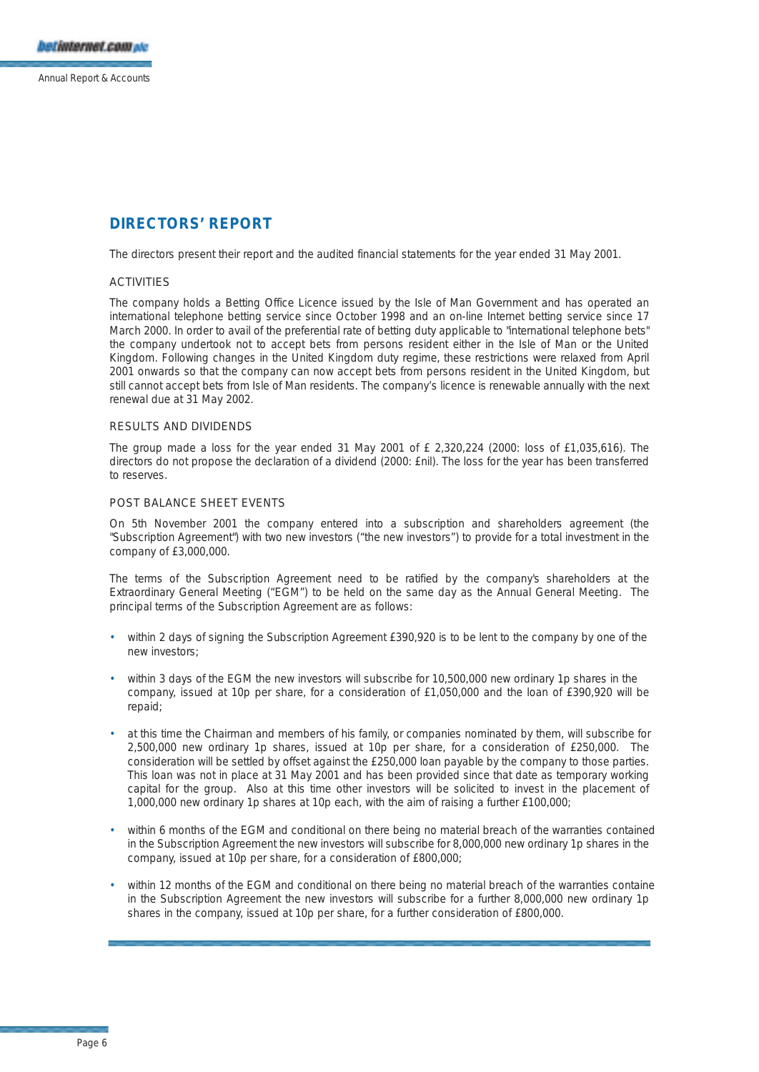## DIRECTORS' REPORT

The directors present their report and the audited financial statements for the year ended 31 May 2001.

### ACTIVITIES

The company holds a Betting Office Licence issued by the Isle of Man Government and has operated an international telephone betting service since October 1998 and an on-line Internet betting service since 17 March 2000. In order to avail of the preferential rate of betting duty applicable to "international telephone bets" the company undertook not to accept bets from persons resident either in the Isle of Man or the United Kingdom. Following changes in the United Kingdom duty regime, these restrictions were relaxed from April 2001 onwards so that the company can now accept bets from persons resident in the United Kingdom, but still cannot accept bets from Isle of Man residents. The company's licence is renewable annually with the next renewal due at 31 May 2002.

### RESULTS AND DIVIDENDS

The group made a loss for the year ended 31 May 2001 of £ 2,320,224 (2000: loss of £1,035,616). The directors do not propose the declaration of a dividend (2000: £nil). The loss for the year has been transferred to reserves.

### POST BALANCE SHEET EVENTS

On 5th November 2001 the company entered into a subscription and shareholders agreement (the "Subscription Agreement") with two new investors ("the new investors") to provide for a total investment in the company of £3,000,000.

The terms of the Subscription Agreement need to be ratified by the company's shareholders at the Extraordinary General Meeting ("EGM") to be held on the same day as the Annual General Meeting. The principal terms of the Subscription Agreement are as follows:

- within 2 days of signing the Subscription Agreement £390,920 is to be lent to the company by one of the new investors;
- within 3 days of the EGM the new investors will subscribe for 10,500,000 new ordinary 1p shares in the company, issued at 10p per share, for a consideration of £1,050,000 and the loan of £390,920 will be repaid;
- at this time the Chairman and members of his family, or companies nominated by them, will subscribe for 2,500,000 new ordinary 1p shares, issued at 10p per share, for a consideration of £250,000. The consideration will be settled by offset against the £250,000 loan payable by the company to those parties. This loan was not in place at 31 May 2001 and has been provided since that date as temporary working capital for the group. Also at this time other investors will be solicited to invest in the placement of 1,000,000 new ordinary 1p shares at 10p each, with the aim of raising a further £100,000;
- within 6 months of the EGM and conditional on there being no material breach of the warranties contained in the Subscription Agreement the new investors will subscribe for 8,000,000 new ordinary 1p shares in the company, issued at 10p per share, for a consideration of £800,000;
- within 12 months of the EGM and conditional on there being no material breach of the warranties containe in the Subscription Agreement the new investors will subscribe for a further 8,000,000 new ordinary 1p shares in the company, issued at 10p per share, for a further consideration of £800,000.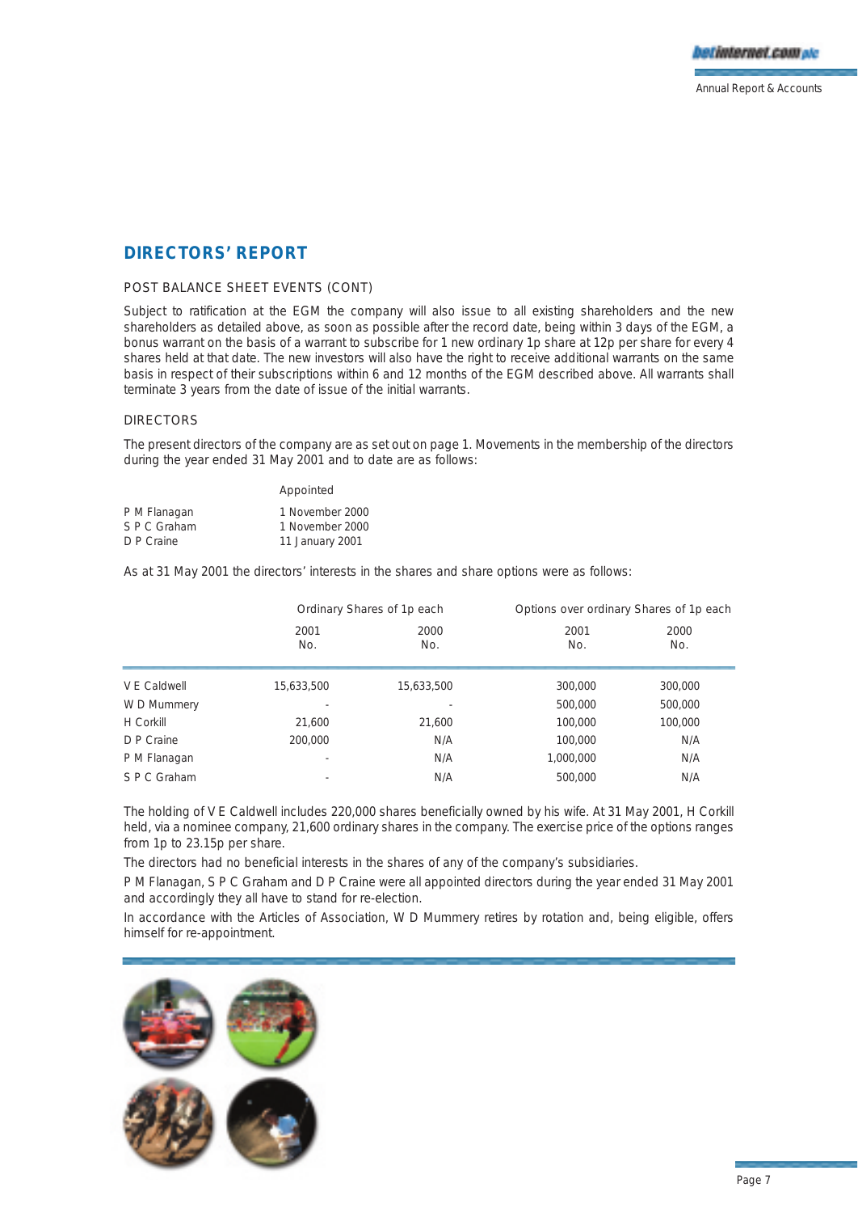# DIRECTORS' REPORT

## POST BALANCE SHEET EVENTS (CONT)

Subject to ratification at the EGM the company will also issue to all existing shareholders and the new shareholders as detailed above, as soon as possible after the record date, being within 3 days of the EGM, a bonus warrant on the basis of a warrant to subscribe for 1 new ordinary 1p share at 12p per share for every 4 shares held at that date. The new investors will also have the right to receive additional warrants on the same basis in respect of their subscriptions within 6 and 12 months of the EGM described above. All warrants shall terminate 3 years from the date of issue of the initial warrants.

## DIRECTORS

The present directors of the company are as set out on page 1. Movements in the membership of the directors during the year ended 31 May 2001 and to date are as follows:

| | Appointed |
|---|---|
| P M Flanagan | 1 November 2000 |
| S P C Graham | 1 November 2000 |
| D P Craine | 11 January 2001 |

As at 31 May 2001 the directors' interests in the shares and share options were as follows:

| | Ordinary Shares of 1p each | | Options over ordinary Shares of 1p each | |
|---|---|---|---|---|
| | 2001 No. | 2000 No. | 2001 No. | 2000 No. |
| V E Caldwell | 15,633,500 | 15,633,500 | 300,000 | 300,000 |
| W D Mummery | - | - | 500,000 | 500,000 |
| H Corkill | 21,600 | 21,600 | 100,000 | 100,000 |
| D P Craine | 200,000 | N/A | 100,000 | N/A |
| P M Flanagan | - | N/A | 1,000,000 | N/A |
| S P C Graham | - | N/A | 500,000 | N/A |

The holding of V E Caldwell includes 220,000 shares beneficially owned by his wife. At 31 May 2001, H Corkill held, via a nominee company, 21,600 ordinary shares in the company. The exercise price of the options ranges from 1p to 23.15p per share.

The directors had no beneficial interests in the shares of any of the company's subsidiaries.

P M Flanagan, S P C Graham and D P Craine were all appointed directors during the year ended 31 May 2001 and accordingly they all have to stand for re-election.

In accordance with the Articles of Association, W D Mummery retires by rotation and, being eligible, offers himself for re-appointment.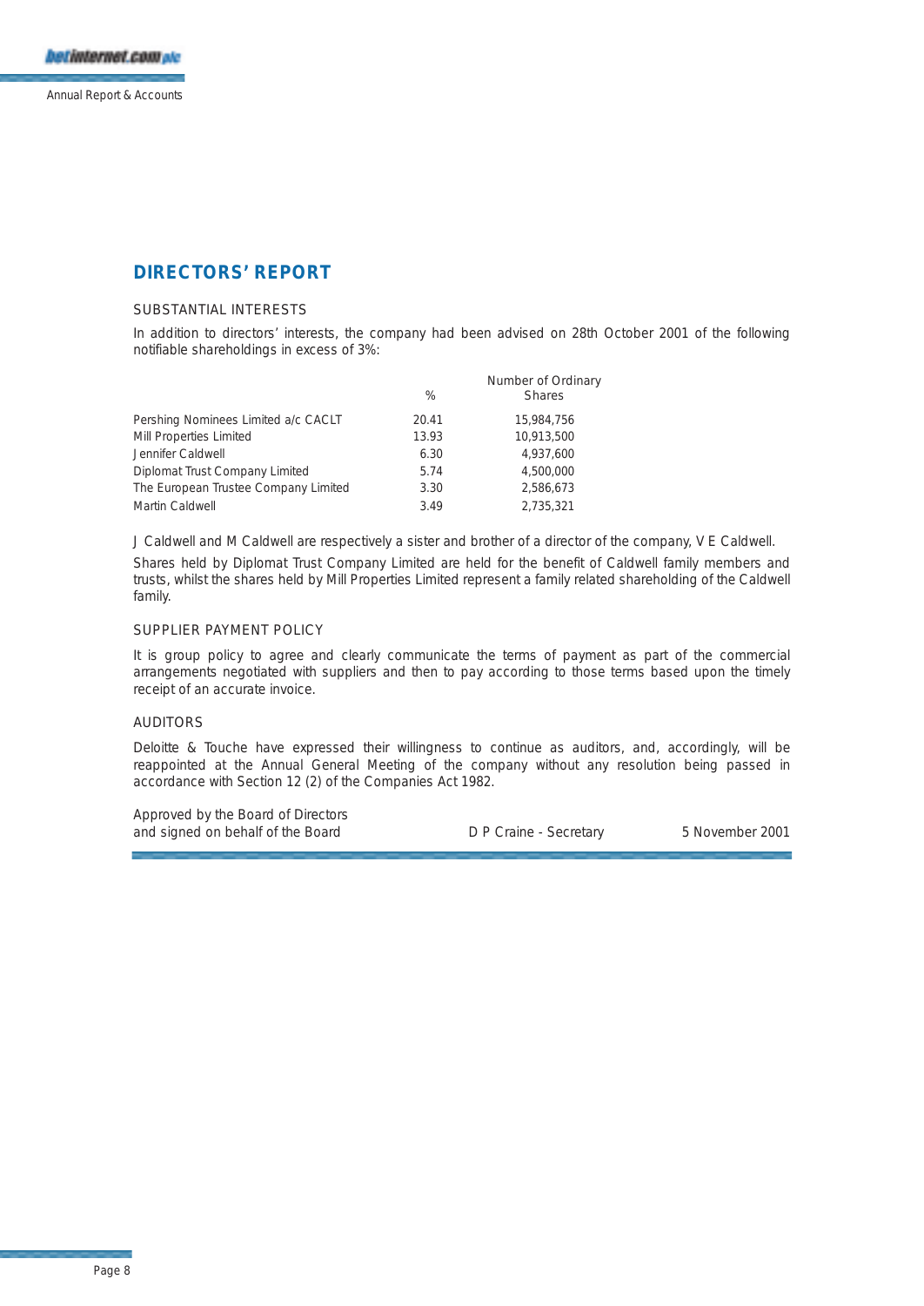## DIRECTORS' REPORT

### SUBSTANTIAL INTERESTS

In addition to directors' interests, the company had been advised on 28th October 2001 of the following notifiable shareholdings in excess of 3%:

| | % | Number of Ordinary Shares |
|---|---|---|
| Pershing Nominees Limited a/c CACLT | 20.41 | 15,984,756 |
| Mill Properties Limited | 13.93 | 10,913,500 |
| Jennifer Caldwell | 6.30 | 4,937,600 |
| Diplomat Trust Company Limited | 5.74 | 4,500,000 |
| The European Trustee Company Limited | 3.30 | 2,586,673 |
| Martin Caldwell | 3.49 | 2,735,321 |

J Caldwell and M Caldwell are respectively a sister and brother of a director of the company, V E Caldwell.

Shares held by Diplomat Trust Company Limited are held for the benefit of Caldwell family members and trusts, whilst the shares held by Mill Properties Limited represent a family related shareholding of the Caldwell family.

### SUPPLIER PAYMENT POLICY

It is group policy to agree and clearly communicate the terms of payment as part of the commercial arrangements negotiated with suppliers and then to pay according to those terms based upon the timely receipt of an accurate invoice.

### AUDITORS

Deloitte & Touche have expressed their willingness to continue as auditors, and, accordingly, will be reappointed at the Annual General Meeting of the company without any resolution being passed in accordance with Section 12 (2) of the Companies Act 1982.

Approved by the Board of Directors
and signed on behalf of the Board

D P Craine - Secretary

5 November 2001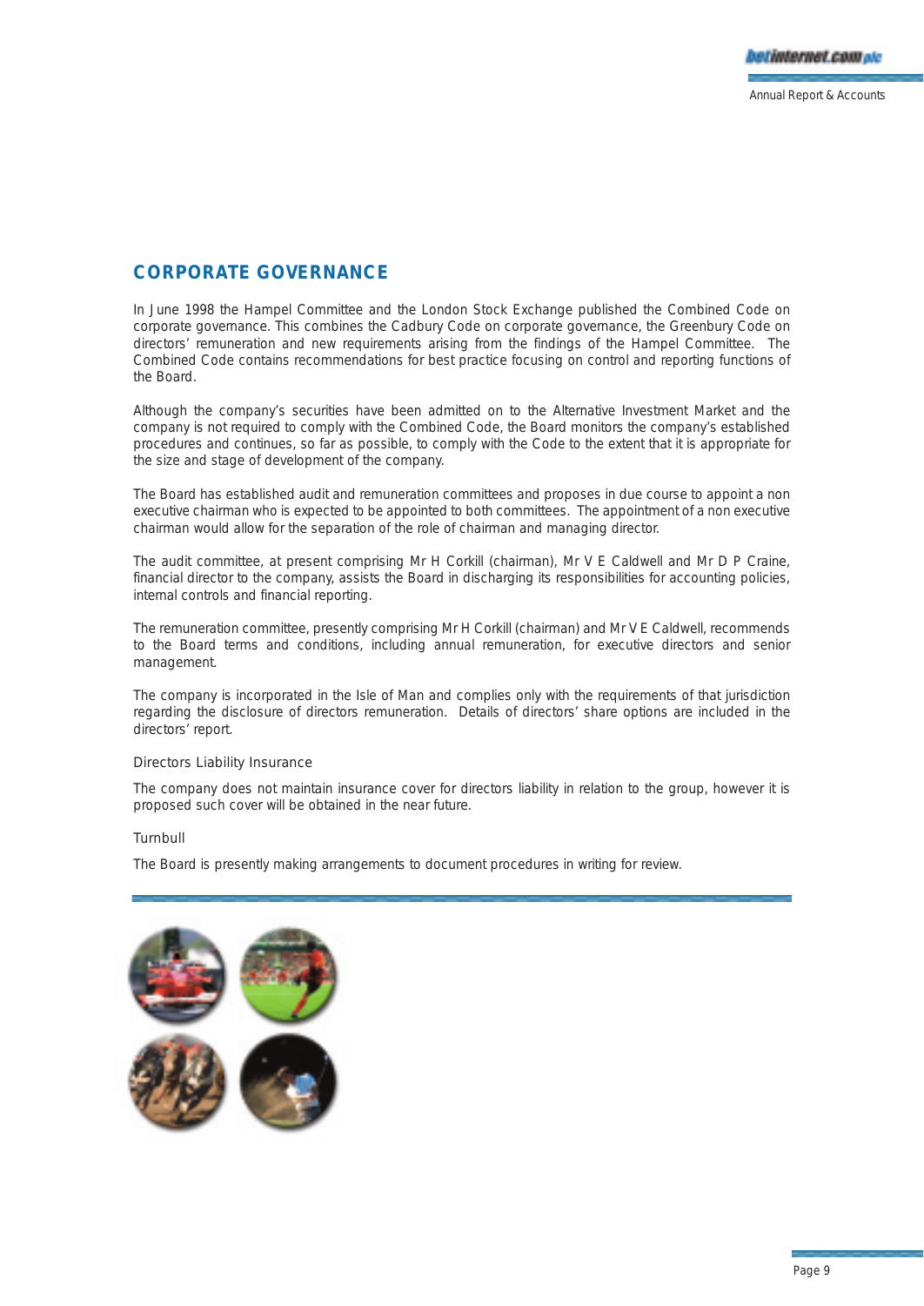## CORPORATE GOVERNANCE

In June 1998 the Hampel Committee and the London Stock Exchange published the Combined Code on corporate governance. This combines the Cadbury Code on corporate governance, the Greenbury Code on directors' remuneration and new requirements arising from the findings of the Hampel Committee. The Combined Code contains recommendations for best practice focusing on control and reporting functions of the Board.

Although the company's securities have been admitted on to the Alternative Investment Market and the company is not required to comply with the Combined Code, the Board monitors the company's established procedures and continues, so far as possible, to comply with the Code to the extent that it is appropriate for the size and stage of development of the company.

The Board has established audit and remuneration committees and proposes in due course to appoint a non executive chairman who is expected to be appointed to both committees. The appointment of a non executive chairman would allow for the separation of the role of chairman and managing director.

The audit committee, at present comprising Mr H Corkill (chairman), Mr V E Caldwell and Mr D P Craine, financial director to the company, assists the Board in discharging its responsibilities for accounting policies, internal controls and financial reporting.

The remuneration committee, presently comprising Mr H Corkill (chairman) and Mr V E Caldwell, recommends to the Board terms and conditions, including annual remuneration, for executive directors and senior management.

The company is incorporated in the Isle of Man and complies only with the requirements of that jurisdiction regarding the disclosure of directors remuneration. Details of directors' share options are included in the directors' report.

### Directors Liability Insurance

The company does not maintain insurance cover for directors liability in relation to the group, however it is proposed such cover will be obtained in the near future.

### Turnbull

The Board is presently making arrangements to document procedures in writing for review.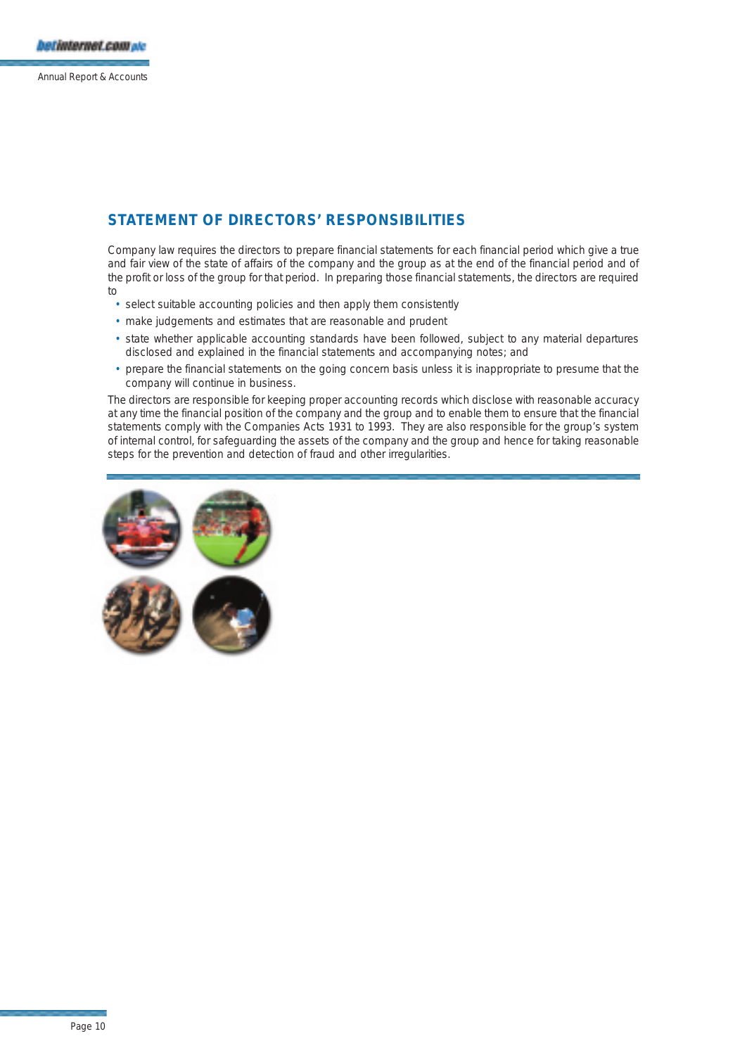## STATEMENT OF DIRECTORS' RESPONSIBILITIES

Company law requires the directors to prepare financial statements for each financial period which give a true and fair view of the state of affairs of the company and the group as at the end of the financial period and of the profit or loss of the group for that period. In preparing those financial statements, the directors are required to

- select suitable accounting policies and then apply them consistently
- make judgements and estimates that are reasonable and prudent
- state whether applicable accounting standards have been followed, subject to any material departures disclosed and explained in the financial statements and accompanying notes; and
- prepare the financial statements on the going concern basis unless it is inappropriate to presume that the company will continue in business.

The directors are responsible for keeping proper accounting records which disclose with reasonable accuracy at any time the financial position of the company and the group and to enable them to ensure that the financial statements comply with the Companies Acts 1931 to 1993. They are also responsible for the group's system of internal control, for safeguarding the assets of the company and the group and hence for taking reasonable steps for the prevention and detection of fraud and other irregularities.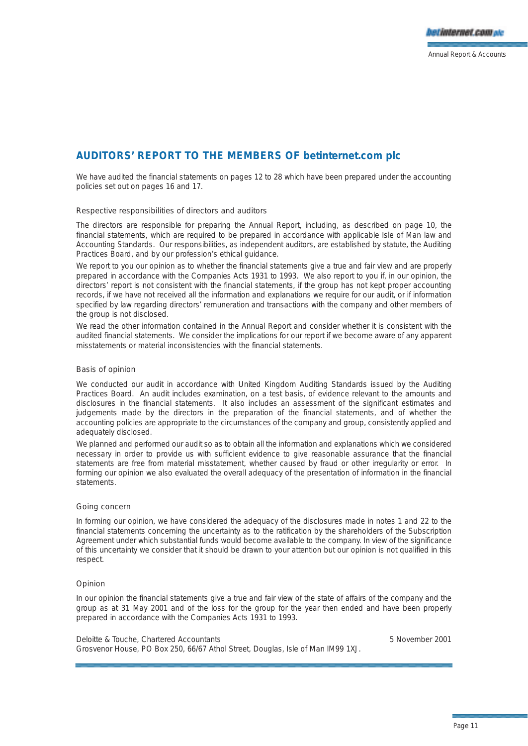## AUDITORS' REPORT TO THE MEMBERS OF betinternet.com plc

We have audited the financial statements on pages 12 to 28 which have been prepared under the accounting policies set out on pages 16 and 17.

### Respective responsibilities of directors and auditors

The directors are responsible for preparing the Annual Report, including, as described on page 10, the financial statements, which are required to be prepared in accordance with applicable Isle of Man law and Accounting Standards. Our responsibilities, as independent auditors, are established by statute, the Auditing Practices Board, and by our profession's ethical guidance.

We report to you our opinion as to whether the financial statements give a true and fair view and are properly prepared in accordance with the Companies Acts 1931 to 1993. We also report to you if, in our opinion, the directors' report is not consistent with the financial statements, if the group has not kept proper accounting records, if we have not received all the information and explanations we require for our audit, or if information specified by law regarding directors' remuneration and transactions with the company and other members of the group is not disclosed.

We read the other information contained in the Annual Report and consider whether it is consistent with the audited financial statements. We consider the implications for our report if we become aware of any apparent misstatements or material inconsistencies with the financial statements.

### Basis of opinion

We conducted our audit in accordance with United Kingdom Auditing Standards issued by the Auditing Practices Board. An audit includes examination, on a test basis, of evidence relevant to the amounts and disclosures in the financial statements. It also includes an assessment of the significant estimates and judgements made by the directors in the preparation of the financial statements, and of whether the accounting policies are appropriate to the circumstances of the company and group, consistently applied and adequately disclosed.

We planned and performed our audit so as to obtain all the information and explanations which we considered necessary in order to provide us with sufficient evidence to give reasonable assurance that the financial statements are free from material misstatement, whether caused by fraud or other irregularity or error. In forming our opinion we also evaluated the overall adequacy of the presentation of information in the financial statements.

### Going concern

In forming our opinion, we have considered the adequacy of the disclosures made in notes 1 and 22 to the financial statements concerning the uncertainty as to the ratification by the shareholders of the Subscription Agreement under which substantial funds would become available to the company. In view of the significance of this uncertainty we consider that it should be drawn to your attention but our opinion is not qualified in this respect.

### Opinion

In our opinion the financial statements give a true and fair view of the state of affairs of the company and the group as at 31 May 2001 and of the loss for the group for the year then ended and have been properly prepared in accordance with the Companies Acts 1931 to 1993.

Deloitte & Touche, Chartered Accountants — 5 November 2001
Grosvenor House, PO Box 250, 66/67 Athol Street, Douglas, Isle of Man IM99 1XJ.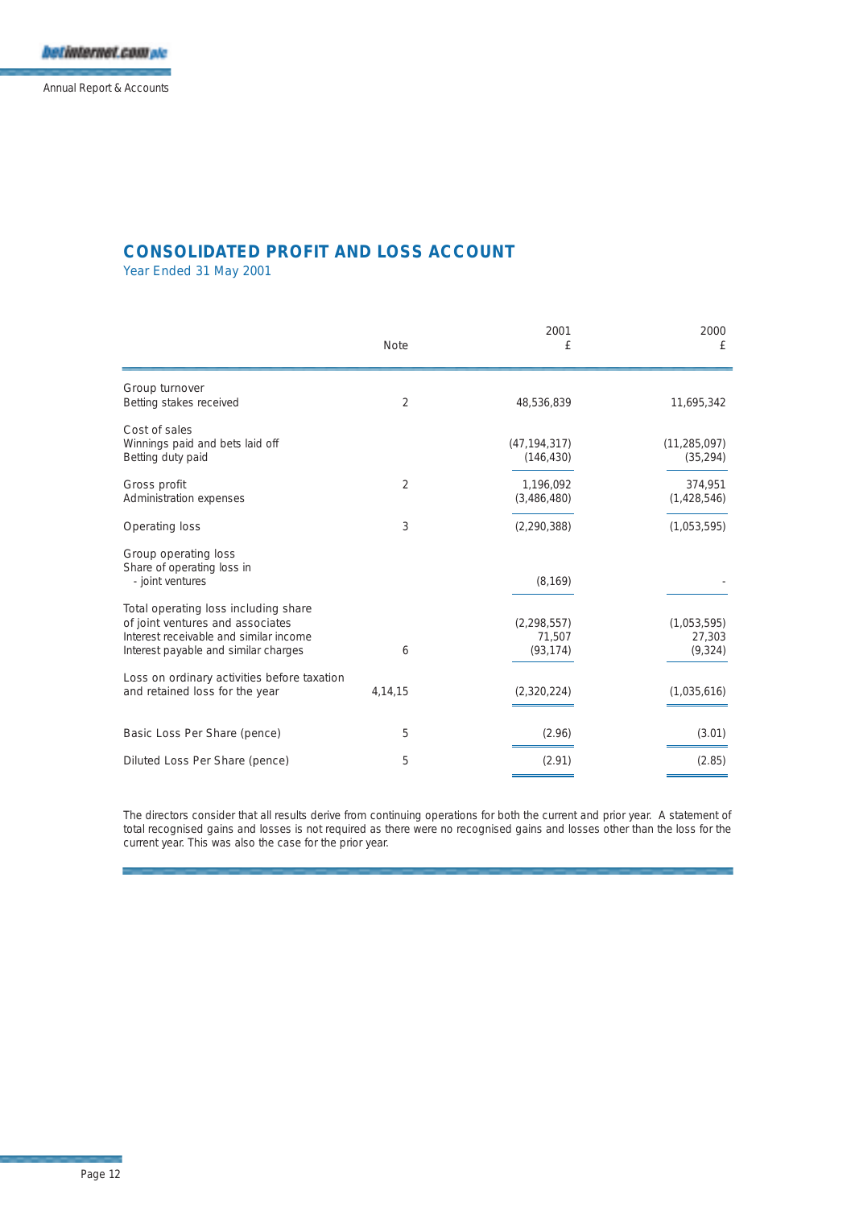## CONSOLIDATED PROFIT AND LOSS ACCOUNT

Year Ended 31 May 2001

| | Note | 2001 £ | 2000 £ |
|---|---|---|---|
| Group turnover | | | |
| Betting stakes received | 2 | 48,536,839 | 11,695,342 |
| Cost of sales | | | |
| Winnings paid and bets laid off | | (47,194,317) | (11,285,097) |
| Betting duty paid | | (146,430) | (35,294) |
| Gross profit | 2 | 1,196,092 | 374,951 |
| Administration expenses | | (3,486,480) | (1,428,546) |
| Operating loss | 3 | (2,290,388) | (1,053,595) |
| Group operating loss | | | |
| Share of operating loss in | | | |
| - joint ventures | | (8,169) | - |
| Total operating loss including share of joint ventures and associates | | (2,298,557) | (1,053,595) |
| Interest receivable and similar income | | 71,507 | 27,303 |
| Interest payable and similar charges | 6 | (93,174) | (9,324) |
| Loss on ordinary activities before taxation and retained loss for the year | 4,14,15 | (2,320,224) | (1,035,616) |
| Basic Loss Per Share (pence) | 5 | (2.96) | (3.01) |
| Diluted Loss Per Share (pence) | 5 | (2.91) | (2.85) |

The directors consider that all results derive from continuing operations for both the current and prior year. A statement of total recognised gains and losses is not required as there were no recognised gains and losses other than the loss for the current year. This was also the case for the prior year.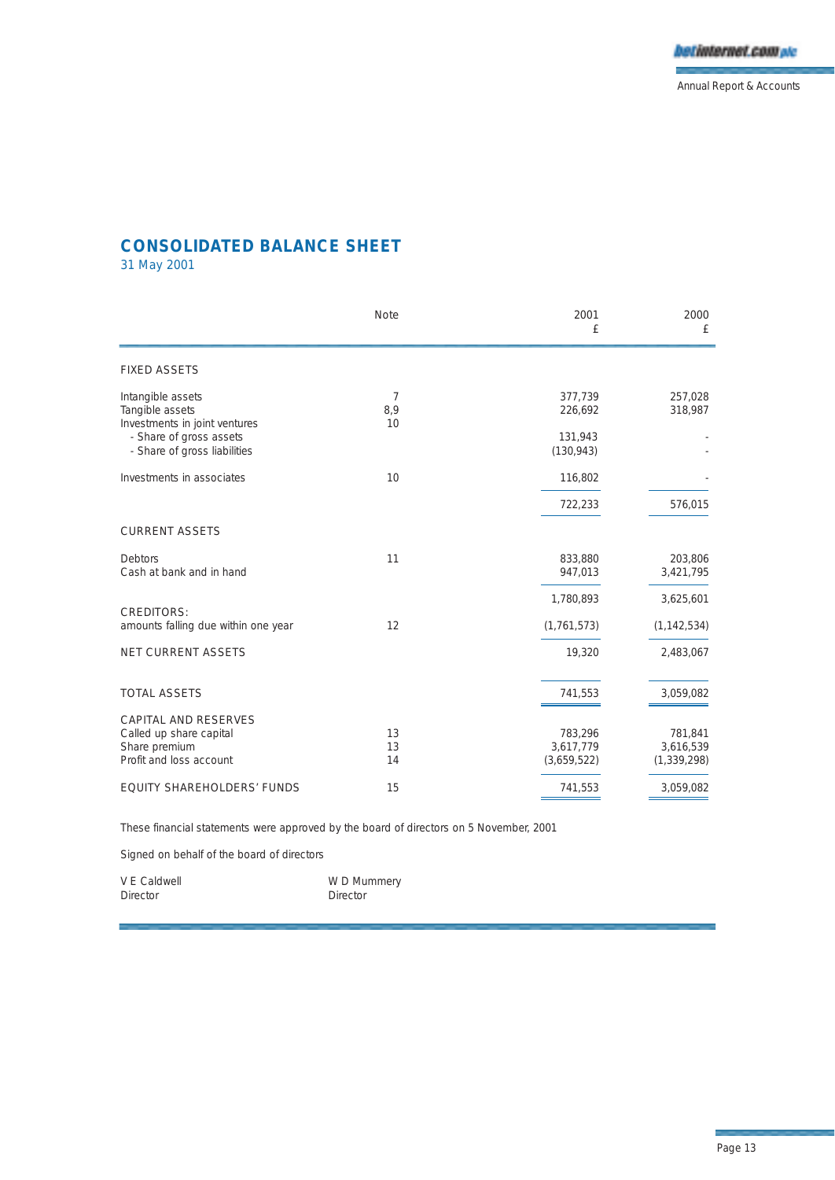## CONSOLIDATED BALANCE SHEET

31 May 2001

| | Note | 2001 £ | 2000 £ |
|---|---|---|---|
| **FIXED ASSETS** | | | |
| Intangible assets | 7 | 377,739 | 257,028 |
| Tangible assets | 8,9 | 226,692 | 318,987 |
| Investments in joint ventures | 10 | | |
| - Share of gross assets | | 131,943 | - |
| - Share of gross liabilities | | (130,943) | - |
| Investments in associates | 10 | 116,802 | - |
| | | 722,233 | 576,015 |
| **CURRENT ASSETS** | | | |
| Debtors | 11 | 833,880 | 203,806 |
| Cash at bank and in hand | | 947,013 | 3,421,795 |
| | | 1,780,893 | 3,625,601 |
| CREDITORS: amounts falling due within one year | 12 | (1,761,573) | (1,142,534) |
| NET CURRENT ASSETS | | 19,320 | 2,483,067 |
| TOTAL ASSETS | | 741,553 | 3,059,082 |
| **CAPITAL AND RESERVES** | | | |
| Called up share capital | 13 | 783,296 | 781,841 |
| Share premium | 13 | 3,617,779 | 3,616,539 |
| Profit and loss account | 14 | (3,659,522) | (1,339,298) |
| EQUITY SHAREHOLDERS' FUNDS | 15 | 741,553 | 3,059,082 |

These financial statements were approved by the board of directors on 5 November, 2001

Signed on behalf of the board of directors

V E Caldwell
Director

W D Mummery
Director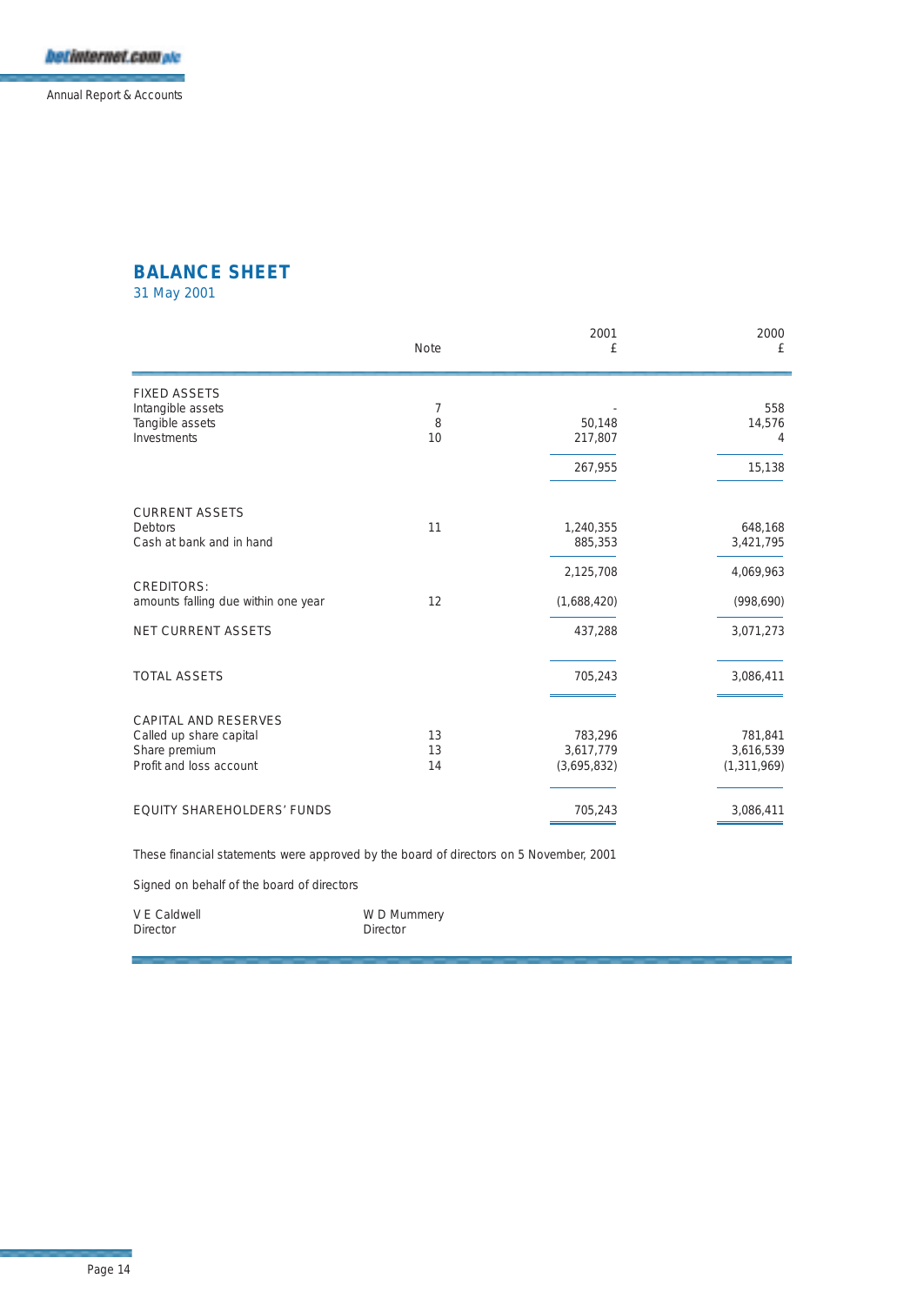## BALANCE SHEET

31 May 2001

| | Note | 2001 £ | 2000 £ |
|---|---|---|---|
| **FIXED ASSETS** | | | |
| Intangible assets | 7 | - | 558 |
| Tangible assets | 8 | 50,148 | 14,576 |
| Investments | 10 | 217,807 | 4 |
| | | 267,955 | 15,138 |
| **CURRENT ASSETS** | | | |
| Debtors | 11 | 1,240,355 | 648,168 |
| Cash at bank and in hand | | 885,353 | 3,421,795 |
| | | 2,125,708 | 4,069,963 |
| **CREDITORS:** amounts falling due within one year | 12 | (1,688,420) | (998,690) |
| **NET CURRENT ASSETS** | | 437,288 | 3,071,273 |
| **TOTAL ASSETS** | | 705,243 | 3,086,411 |
| **CAPITAL AND RESERVES** | | | |
| Called up share capital | 13 | 783,296 | 781,841 |
| Share premium | 13 | 3,617,779 | 3,616,539 |
| Profit and loss account | 14 | (3,695,832) | (1,311,969) |
| **EQUITY SHAREHOLDERS' FUNDS** | | 705,243 | 3,086,411 |

These financial statements were approved by the board of directors on 5 November, 2001

Signed on behalf of the board of directors

V E Caldwell
Director

W D Mummery
Director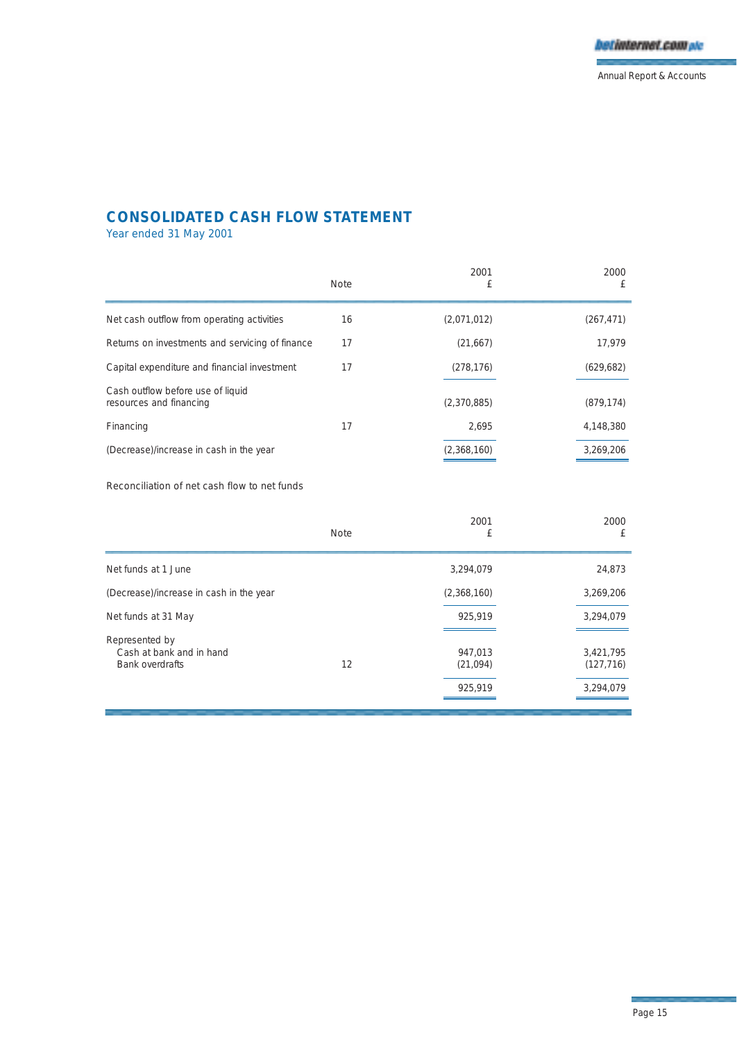## CONSOLIDATED CASH FLOW STATEMENT

Year ended 31 May 2001

| | Note | 2001<br>£ | 2000<br>£ |
|---|---|---|---|
| Net cash outflow from operating activities | 16 | (2,071,012) | (267,471) |
| Returns on investments and servicing of finance | 17 | (21,667) | 17,979 |
| Capital expenditure and financial investment | 17 | (278,176) | (629,682) |
| Cash outflow before use of liquid resources and financing | | (2,370,885) | (879,174) |
| Financing | 17 | 2,695 | 4,148,380 |
| (Decrease)/increase in cash in the year | | (2,368,160) | 3,269,206 |

Reconciliation of net cash flow to net funds

| | Note | 2001<br>£ | 2000<br>£ |
|---|---|---|---|
| Net funds at 1 June | | 3,294,079 | 24,873 |
| (Decrease)/increase in cash in the year | | (2,368,160) | 3,269,206 |
| Net funds at 31 May | | 925,919 | 3,294,079 |
| Represented by | | | |
| Cash at bank and in hand | | 947,013 | 3,421,795 |
| Bank overdrafts | 12 | (21,094) | (127,716) |
| | | 925,919 | 3,294,079 |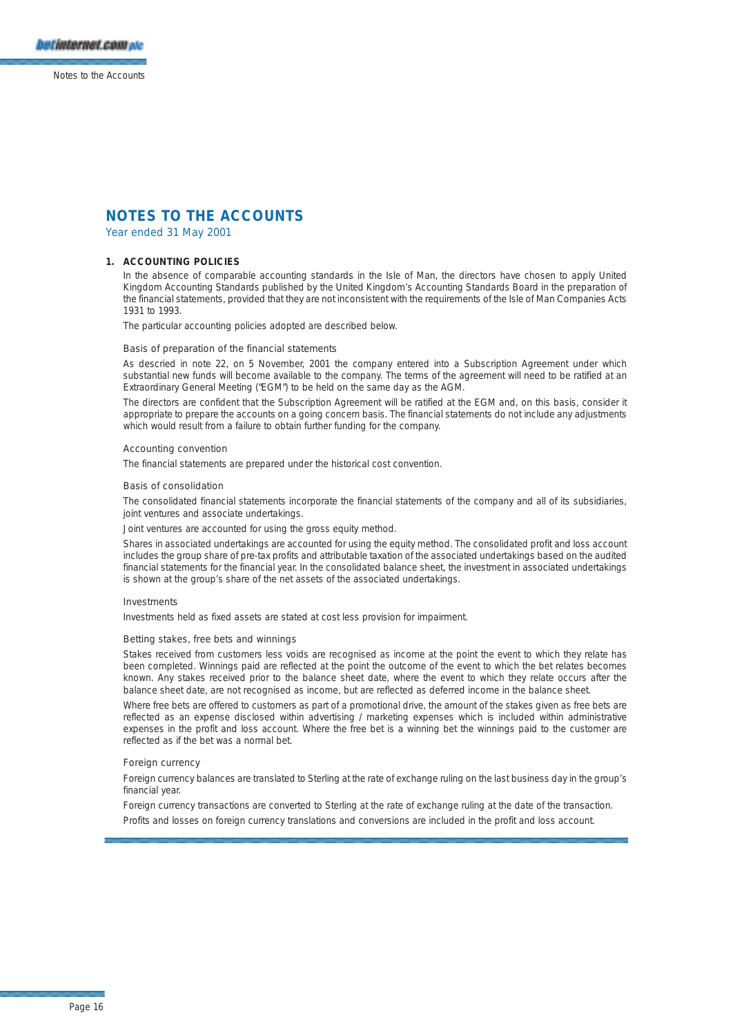# NOTES TO THE ACCOUNTS

Year ended 31 May 2001

## 1. ACCOUNTING POLICIES

In the absence of comparable accounting standards in the Isle of Man, the directors have chosen to apply United Kingdom Accounting Standards published by the United Kingdom's Accounting Standards Board in the preparation of the financial statements, provided that they are not inconsistent with the requirements of the Isle of Man Companies Acts 1931 to 1993.

The particular accounting policies adopted are described below.

### Basis of preparation of the financial statements

As descried in note 22, on 5 November, 2001 the company entered into a Subscription Agreement under which substantial new funds will become available to the company. The terms of the agreement will need to be ratified at an Extraordinary General Meeting ("EGM") to be held on the same day as the AGM.

The directors are confident that the Subscription Agreement will be ratified at the EGM and, on this basis, consider it appropriate to prepare the accounts on a going concern basis. The financial statements do not include any adjustments which would result from a failure to obtain further funding for the company.

### Accounting convention

The financial statements are prepared under the historical cost convention.

### Basis of consolidation

The consolidated financial statements incorporate the financial statements of the company and all of its subsidiaries, joint ventures and associate undertakings.

Joint ventures are accounted for using the gross equity method.

Shares in associated undertakings are accounted for using the equity method. The consolidated profit and loss account includes the group share of pre-tax profits and attributable taxation of the associated undertakings based on the audited financial statements for the financial year. In the consolidated balance sheet, the investment in associated undertakings is shown at the group's share of the net assets of the associated undertakings.

### Investments

Investments held as fixed assets are stated at cost less provision for impairment.

### Betting stakes, free bets and winnings

Stakes received from customers less voids are recognised as income at the point the event to which they relate has been completed. Winnings paid are reflected at the point the outcome of the event to which the bet relates becomes known. Any stakes received prior to the balance sheet date, where the event to which they relate occurs after the balance sheet date, are not recognised as income, but are reflected as deferred income in the balance sheet.

Where free bets are offered to customers as part of a promotional drive, the amount of the stakes given as free bets are reflected as an expense disclosed within advertising / marketing expenses which is included within administrative expenses in the profit and loss account. Where the free bet is a winning bet the winnings paid to the customer are reflected as if the bet was a normal bet.

### Foreign currency

Foreign currency balances are translated to Sterling at the rate of exchange ruling on the last business day in the group's financial year.

Foreign currency transactions are converted to Sterling at the rate of exchange ruling at the date of the transaction.

Profits and losses on foreign currency translations and conversions are included in the profit and loss account.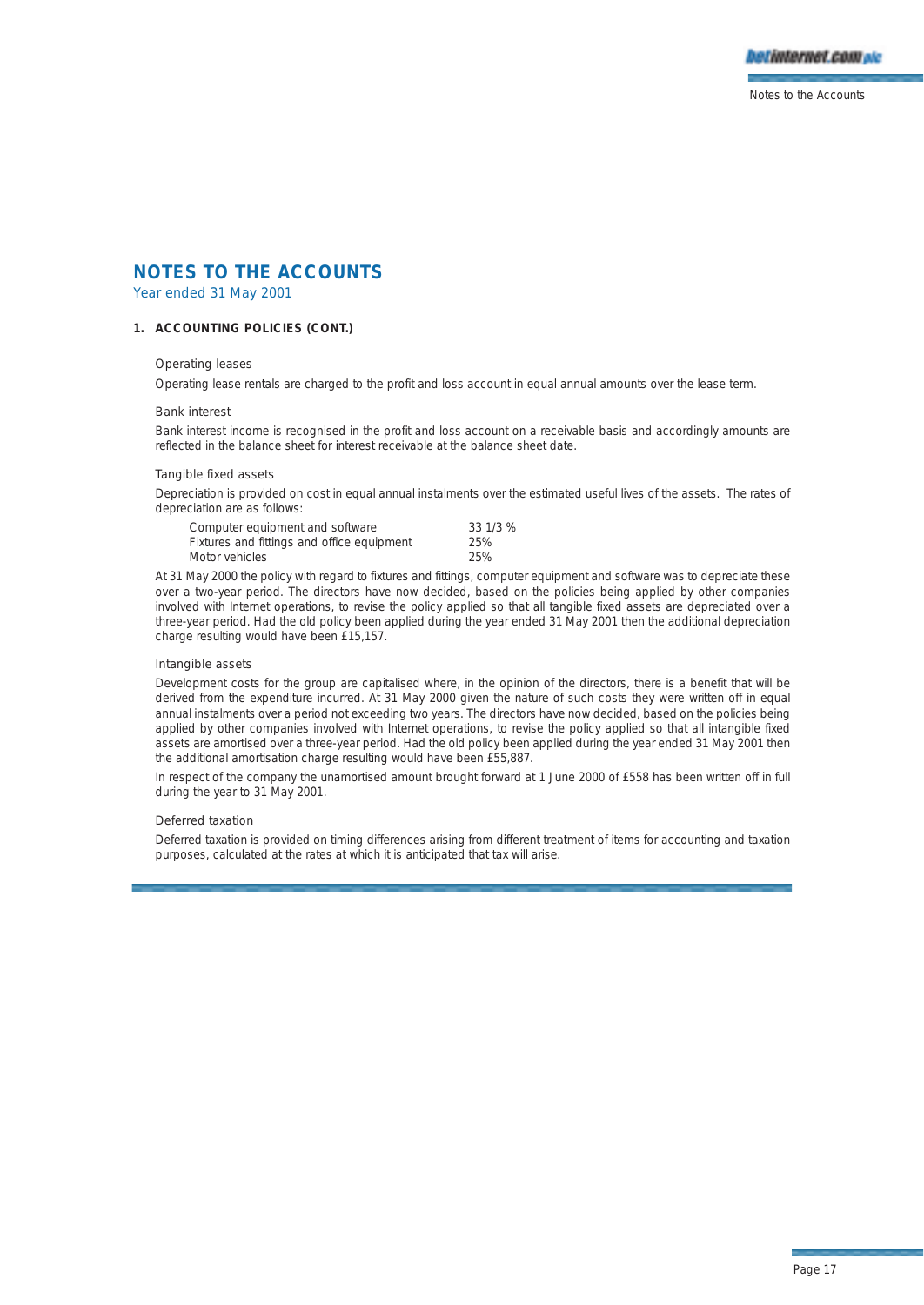# NOTES TO THE ACCOUNTS

Year ended 31 May 2001

### 1. ACCOUNTING POLICIES (CONT.)

Operating leases

Operating lease rentals are charged to the profit and loss account in equal annual amounts over the lease term.

Bank interest

Bank interest income is recognised in the profit and loss account on a receivable basis and accordingly amounts are reflected in the balance sheet for interest receivable at the balance sheet date.

Tangible fixed assets

Depreciation is provided on cost in equal annual instalments over the estimated useful lives of the assets. The rates of depreciation are as follows:

| | |
|---|---|
| Computer equipment and software | 33 1/3 % |
| Fixtures and fittings and office equipment | 25% |
| Motor vehicles | 25% |

At 31 May 2000 the policy with regard to fixtures and fittings, computer equipment and software was to depreciate these over a two-year period. The directors have now decided, based on the policies being applied by other companies involved with Internet operations, to revise the policy applied so that all tangible fixed assets are depreciated over a three-year period. Had the old policy been applied during the year ended 31 May 2001 then the additional depreciation charge resulting would have been £15,157.

Intangible assets

Development costs for the group are capitalised where, in the opinion of the directors, there is a benefit that will be derived from the expenditure incurred. At 31 May 2000 given the nature of such costs they were written off in equal annual instalments over a period not exceeding two years. The directors have now decided, based on the policies being applied by other companies involved with Internet operations, to revise the policy applied so that all intangible fixed assets are amortised over a three-year period. Had the old policy been applied during the year ended 31 May 2001 then the additional amortisation charge resulting would have been £55,887.

In respect of the company the unamortised amount brought forward at 1 June 2000 of £558 has been written off in full during the year to 31 May 2001.

Deferred taxation

Deferred taxation is provided on timing differences arising from different treatment of items for accounting and taxation purposes, calculated at the rates at which it is anticipated that tax will arise.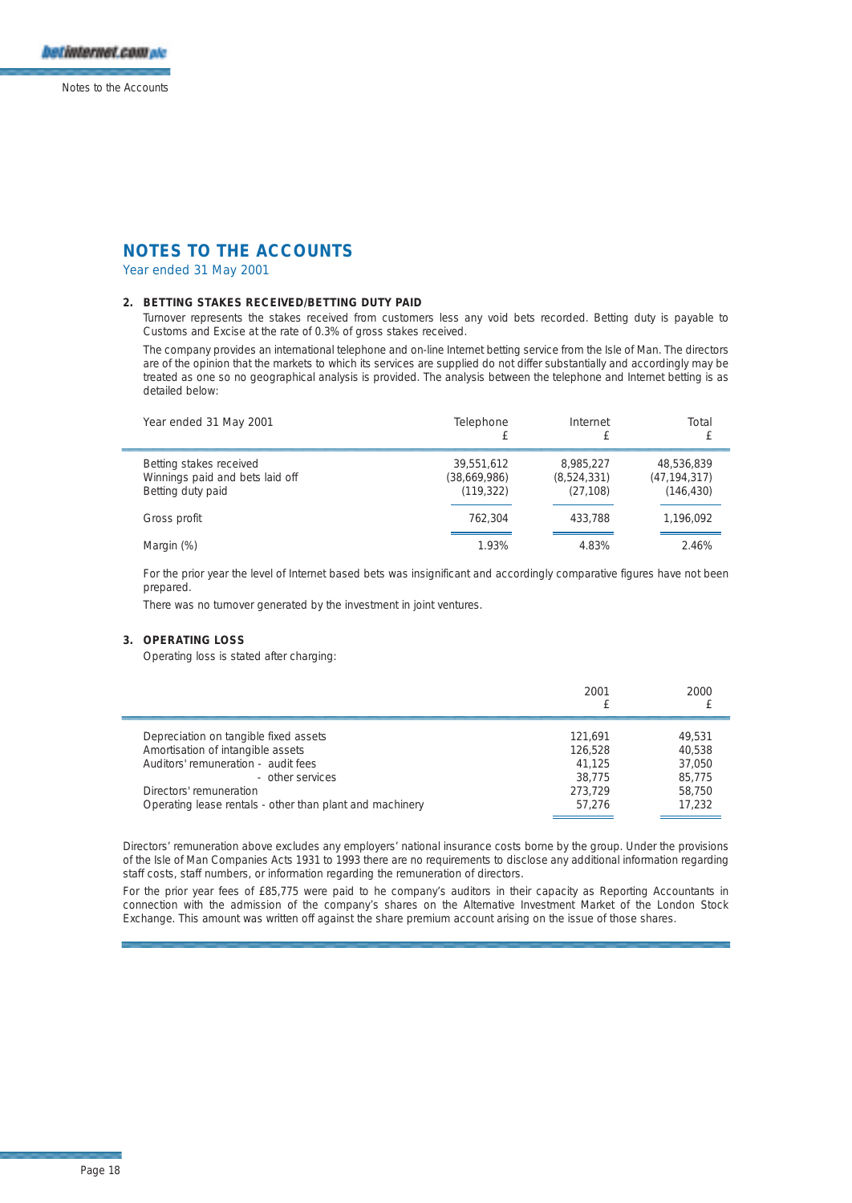# NOTES TO THE ACCOUNTS

Year ended 31 May 2001

## 2. BETTING STAKES RECEIVED/BETTING DUTY PAID

Turnover represents the stakes received from customers less any void bets recorded. Betting duty is payable to Customs and Excise at the rate of 0.3% of gross stakes received.

The company provides an international telephone and on-line Internet betting service from the Isle of Man. The directors are of the opinion that the markets to which its services are supplied do not differ substantially and accordingly may be treated as one so no geographical analysis is provided. The analysis between the telephone and Internet betting is as detailed below:

| Year ended 31 May 2001 | Telephone £ | Internet £ | Total £ |
|---|---|---|---|
| Betting stakes received | 39,551,612 | 8,985,227 | 48,536,839 |
| Winnings paid and bets laid off | (38,669,986) | (8,524,331) | (47,194,317) |
| Betting duty paid | (119,322) | (27,108) | (146,430) |
| Gross profit | 762,304 | 433,788 | 1,196,092 |
| Margin (%) | 1.93% | 4.83% | 2.46% |

For the prior year the level of Internet based bets was insignificant and accordingly comparative figures have not been prepared.

There was no turnover generated by the investment in joint ventures.

## 3. OPERATING LOSS

Operating loss is stated after charging:

| | 2001 £ | 2000 £ |
|---|---|---|
| Depreciation on tangible fixed assets | 121,691 | 49,531 |
| Amortisation of intangible assets | 126,528 | 40,538 |
| Auditors' remuneration - audit fees | 41,125 | 37,050 |
| - other services | 38,775 | 85,775 |
| Directors' remuneration | 273,729 | 58,750 |
| Operating lease rentals - other than plant and machinery | 57,276 | 17,232 |

Directors' remuneration above excludes any employers' national insurance costs borne by the group. Under the provisions of the Isle of Man Companies Acts 1931 to 1993 there are no requirements to disclose any additional information regarding staff costs, staff numbers, or information regarding the remuneration of directors.

For the prior year fees of £85,775 were paid to he company's auditors in their capacity as Reporting Accountants in connection with the admission of the company's shares on the Alternative Investment Market of the London Stock Exchange. This amount was written off against the share premium account arising on the issue of those shares.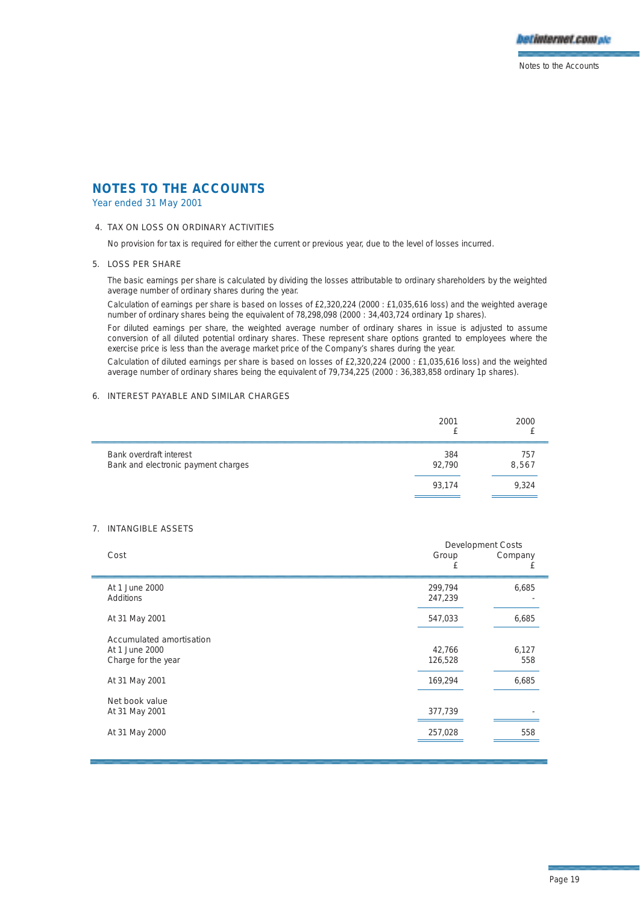# NOTES TO THE ACCOUNTS

Year ended 31 May 2001

4. TAX ON LOSS ON ORDINARY ACTIVITIES

No provision for tax is required for either the current or previous year, due to the level of losses incurred.

5. LOSS PER SHARE

The basic earnings per share is calculated by dividing the losses attributable to ordinary shareholders by the weighted average number of ordinary shares during the year.

Calculation of earnings per share is based on losses of £2,320,224 (2000 : £1,035,616 loss) and the weighted average number of ordinary shares being the equivalent of 78,298,098 (2000 : 34,403,724 ordinary 1p shares).

For diluted earnings per share, the weighted average number of ordinary shares in issue is adjusted to assume conversion of all diluted potential ordinary shares. These represent share options granted to employees where the exercise price is less than the average market price of the Company's shares during the year.

Calculation of diluted earnings per share is based on losses of £2,320,224 (2000 : £1,035,616 loss) and the weighted average number of ordinary shares being the equivalent of 79,734,225 (2000 : 36,383,858 ordinary 1p shares).

6. INTEREST PAYABLE AND SIMILAR CHARGES

| | 2001 £ | 2000 £ |
|---|---|---|
| Bank overdraft interest | 384 | 757 |
| Bank and electronic payment charges | 92,790 | 8,567 |
| | 93,174 | 9,324 |

7. INTANGIBLE ASSETS

| | Development Costs | |
|---|---|---|
| Cost | Group £ | Company £ |
| At 1 June 2000 | 299,794 | 6,685 |
| Additions | 247,239 | - |
| At 31 May 2001 | 547,033 | 6,685 |
| Accumulated amortisation | | |
| At 1 June 2000 | 42,766 | 6,127 |
| Charge for the year | 126,528 | 558 |
| At 31 May 2001 | 169,294 | 6,685 |
| Net book value | | |
| At 31 May 2001 | 377,739 | - |
| At 31 May 2000 | 257,028 | 558 |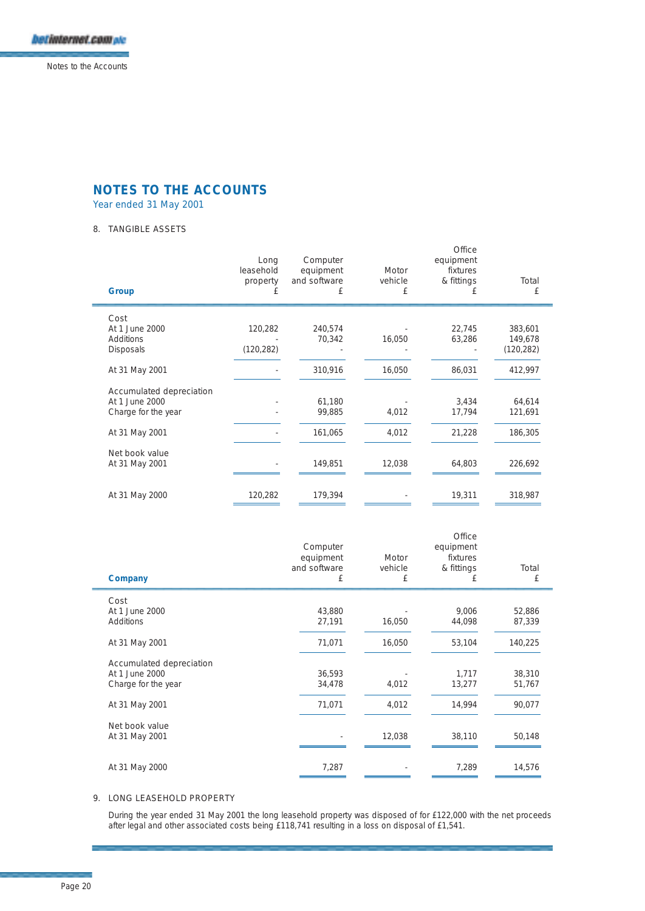# NOTES TO THE ACCOUNTS

Year ended 31 May 2001

## 8. TANGIBLE ASSETS

| Group | Long leasehold property £ | Computer equipment and software £ | Motor vehicle £ | Office equipment fixtures & fittings £ | Total £ |
|---|---|---|---|---|---|
| **Cost** | | | | | |
| At 1 June 2000 | 120,282 | 240,574 | - | 22,745 | 383,601 |
| Additions | - | 70,342 | 16,050 | 63,286 | 149,678 |
| Disposals | (120,282) | - | - | - | (120,282) |
| At 31 May 2001 | - | 310,916 | 16,050 | 86,031 | 412,997 |
| **Accumulated depreciation** | | | | | |
| At 1 June 2000 | - | 61,180 | - | 3,434 | 64,614 |
| Charge for the year | - | 99,885 | 4,012 | 17,794 | 121,691 |
| At 31 May 2001 | - | 161,065 | 4,012 | 21,228 | 186,305 |
| **Net book value** | | | | | |
| At 31 May 2001 | - | 149,851 | 12,038 | 64,803 | 226,692 |
| At 31 May 2000 | 120,282 | 179,394 | - | 19,311 | 318,987 |

| Company | Computer equipment and software £ | Motor vehicle £ | Office equipment fixtures & fittings £ | Total £ |
|---|---|---|---|---|
| **Cost** | | | | |
| At 1 June 2000 | 43,880 | - | 9,006 | 52,886 |
| Additions | 27,191 | 16,050 | 44,098 | 87,339 |
| At 31 May 2001 | 71,071 | 16,050 | 53,104 | 140,225 |
| **Accumulated depreciation** | | | | |
| At 1 June 2000 | 36,593 | - | 1,717 | 38,310 |
| Charge for the year | 34,478 | 4,012 | 13,277 | 51,767 |
| At 31 May 2001 | 71,071 | 4,012 | 14,994 | 90,077 |
| **Net book value** | | | | |
| At 31 May 2001 | - | 12,038 | 38,110 | 50,148 |
| At 31 May 2000 | 7,287 | - | 7,289 | 14,576 |

## 9. LONG LEASEHOLD PROPERTY

During the year ended 31 May 2001 the long leasehold property was disposed of for £122,000 with the net proceeds after legal and other associated costs being £118,741 resulting in a loss on disposal of £1,541.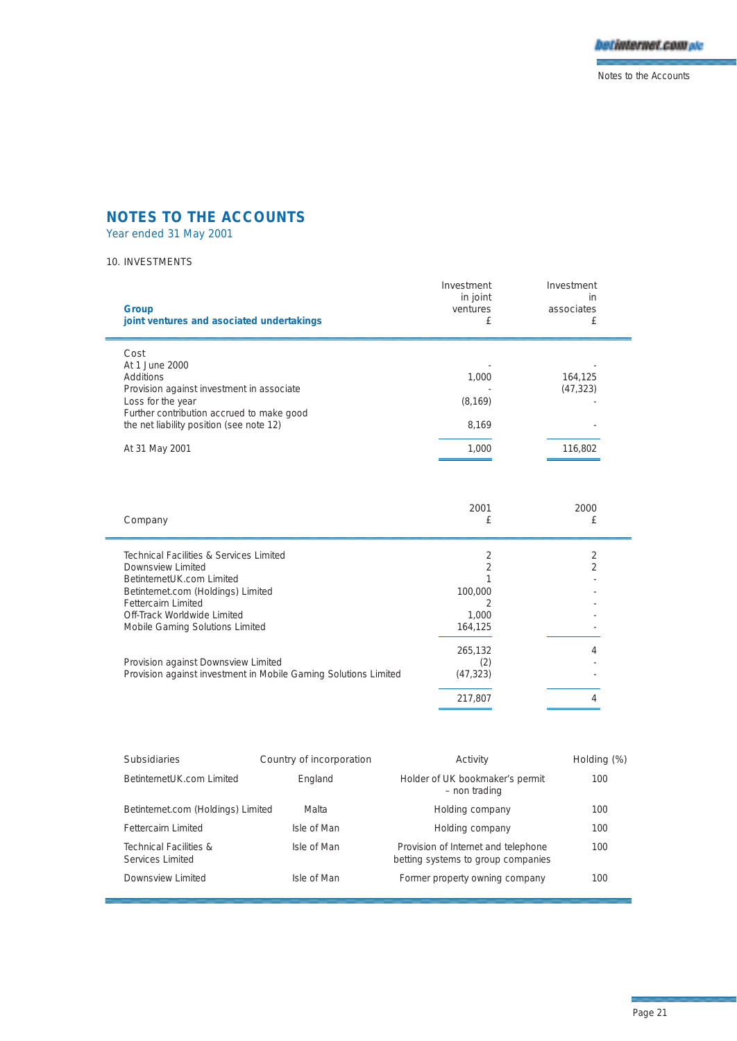## NOTES TO THE ACCOUNTS

Year ended 31 May 2001

10. INVESTMENTS

| **Group**<br>**joint ventures and asociated undertakings** | Investment in joint ventures £ | Investment in associates £ |
|---|---|---|
| Cost | | |
| At 1 June 2000 | - | - |
| Additions | 1,000 | 164,125 |
| Provision against investment in associate | - | (47,323) |
| Loss for the year | (8,169) | - |
| Further contribution accrued to make good the net liability position (see note 12) | 8,169 | - |
| At 31 May 2001 | 1,000 | 116,802 |

| Company | 2001 £ | 2000 £ |
|---|---|---|
| Technical Facilities & Services Limited | 2 | 2 |
| Downsview Limited | 2 | 2 |
| BetinternetUK.com Limited | 1 | - |
| Betinternet.com (Holdings) Limited | 100,000 | - |
| Fettercairn Limited | 2 | - |
| Off-Track Worldwide Limited | 1,000 | - |
| Mobile Gaming Solutions Limited | 164,125 | - |
| | 265,132 | 4 |
| Provision against Downsview Limited | (2) | - |
| Provision against investment in Mobile Gaming Solutions Limited | (47,323) | - |
| | 217,807 | 4 |

| Subsidiaries | Country of incorporation | Activity | Holding (%) |
|---|---|---|---|
| BetinternetUK.com Limited | England | Holder of UK bookmaker's permit – non trading | 100 |
| Betinternet.com (Holdings) Limited | Malta | Holding company | 100 |
| Fettercairn Limited | Isle of Man | Holding company | 100 |
| Technical Facilities & Services Limited | Isle of Man | Provision of Internet and telephone betting systems to group companies | 100 |
| Downsview Limited | Isle of Man | Former property owning company | 100 |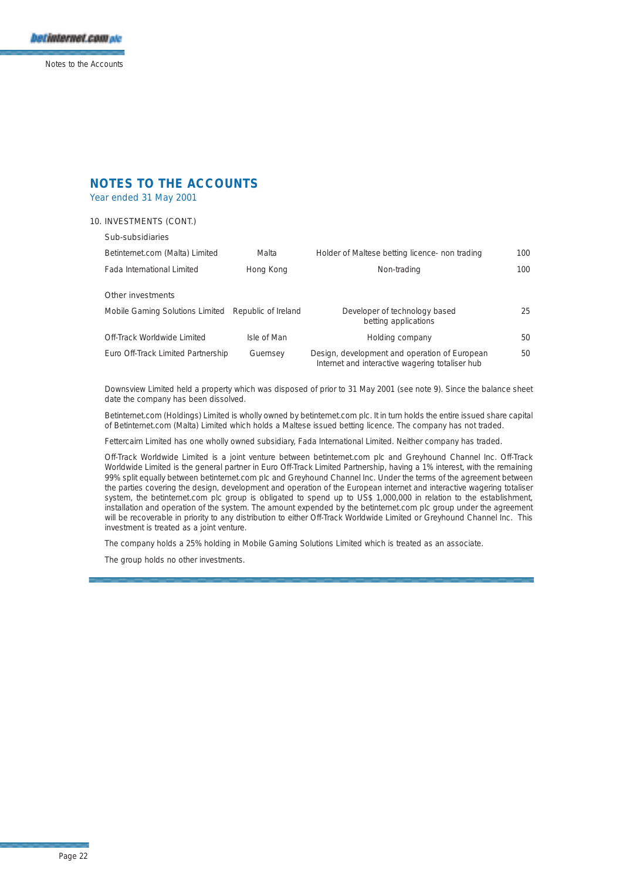# NOTES TO THE ACCOUNTS

Year ended 31 May 2001

10. INVESTMENTS (CONT.)

| | | | |
|---|---|---|---|
| **Sub-subsidiaries** | | | |
| Betinternet.com (Malta) Limited | Malta | Holder of Maltese betting licence- non trading | 100 |
| Fada International Limited | Hong Kong | Non-trading | 100 |
| **Other investments** | | | |
| Mobile Gaming Solutions Limited | Republic of Ireland | Developer of technology based betting applications | 25 |
| Off-Track Worldwide Limited | Isle of Man | Holding company | 50 |
| Euro Off-Track Limited Partnership | Guernsey | Design, development and operation of European Internet and interactive wagering totaliser hub | 50 |

Downsview Limited held a property which was disposed of prior to 31 May 2001 (see note 9). Since the balance sheet date the company has been dissolved.

Betinternet.com (Holdings) Limited is wholly owned by betinternet.com plc. It in turn holds the entire issued share capital of Betinternet.com (Malta) Limited which holds a Maltese issued betting licence. The company has not traded.

Fettercairn Limited has one wholly owned subsidiary, Fada International Limited. Neither company has traded.

Off-Track Worldwide Limited is a joint venture between betinternet.com plc and Greyhound Channel Inc. Off-Track Worldwide Limited is the general partner in Euro Off-Track Limited Partnership, having a 1% interest, with the remaining 99% split equally between betinternet.com plc and Greyhound Channel Inc. Under the terms of the agreement between the parties covering the design, development and operation of the European internet and interactive wagering totaliser system, the betinternet.com plc group is obligated to spend up to US$ 1,000,000 in relation to the establishment, installation and operation of the system. The amount expended by the betinternet.com plc group under the agreement will be recoverable in priority to any distribution to either Off-Track Worldwide Limited or Greyhound Channel Inc. This investment is treated as a joint venture.

The company holds a 25% holding in Mobile Gaming Solutions Limited which is treated as an associate.

The group holds no other investments.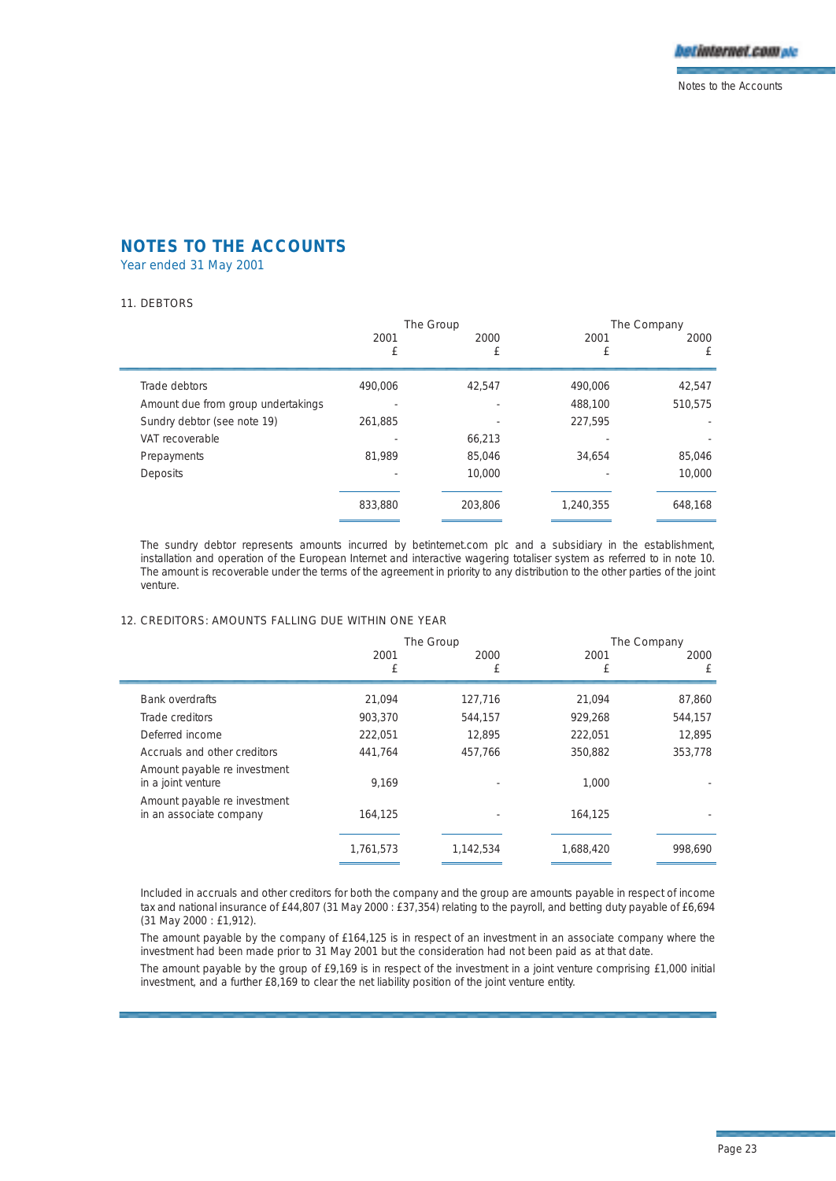# NOTES TO THE ACCOUNTS

Year ended 31 May 2001

## 11. DEBTORS

| | The Group | | The Company | |
|---|---|---|---|---|
| | 2001 £ | 2000 £ | 2001 £ | 2000 £ |
| Trade debtors | 490,006 | 42,547 | 490,006 | 42,547 |
| Amount due from group undertakings | - | - | 488,100 | 510,575 |
| Sundry debtor (see note 19) | 261,885 | - | 227,595 | - |
| VAT recoverable | - | 66,213 | - | - |
| Prepayments | 81,989 | 85,046 | 34,654 | 85,046 |
| Deposits | - | 10,000 | - | 10,000 |
| | 833,880 | 203,806 | 1,240,355 | 648,168 |

The sundry debtor represents amounts incurred by betinternet.com plc and a subsidiary in the establishment, installation and operation of the European Internet and interactive wagering totaliser system as referred to in note 10. The amount is recoverable under the terms of the agreement in priority to any distribution to the other parties of the joint venture.

## 12. CREDITORS: AMOUNTS FALLING DUE WITHIN ONE YEAR

| | The Group | | The Company | |
|---|---|---|---|---|
| | 2001 £ | 2000 £ | 2001 £ | 2000 £ |
| Bank overdrafts | 21,094 | 127,716 | 21,094 | 87,860 |
| Trade creditors | 903,370 | 544,157 | 929,268 | 544,157 |
| Deferred income | 222,051 | 12,895 | 222,051 | 12,895 |
| Accruals and other creditors | 441,764 | 457,766 | 350,882 | 353,778 |
| Amount payable re investment in a joint venture | 9,169 | - | 1,000 | - |
| Amount payable re investment in an associate company | 164,125 | - | 164,125 | - |
| | 1,761,573 | 1,142,534 | 1,688,420 | 998,690 |

Included in accruals and other creditors for both the company and the group are amounts payable in respect of income tax and national insurance of £44,807 (31 May 2000 : £37,354) relating to the payroll, and betting duty payable of £6,694 (31 May 2000 : £1,912).

The amount payable by the company of £164,125 is in respect of an investment in an associate company where the investment had been made prior to 31 May 2001 but the consideration had not been paid as at that date.

The amount payable by the group of £9,169 is in respect of the investment in a joint venture comprising £1,000 initial investment, and a further £8,169 to clear the net liability position of the joint venture entity.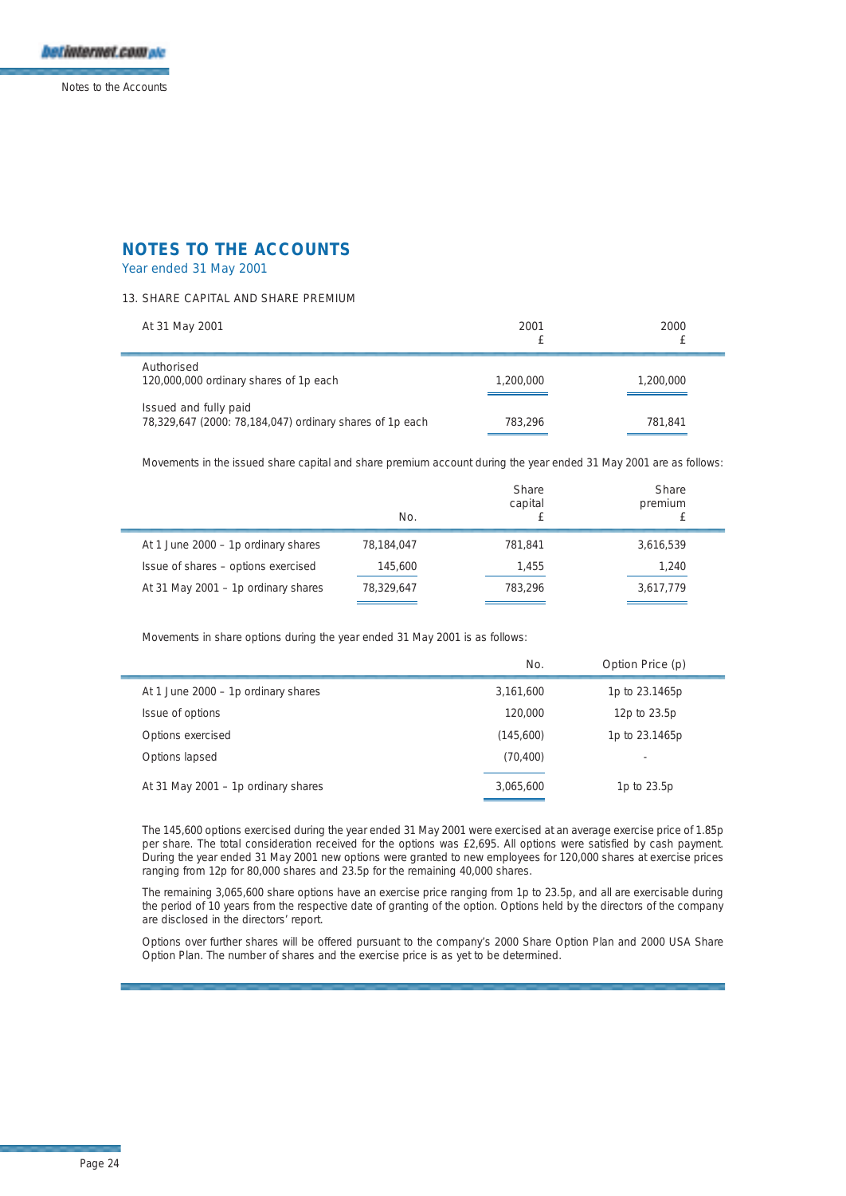# NOTES TO THE ACCOUNTS

Year ended 31 May 2001

## 13. SHARE CAPITAL AND SHARE PREMIUM

| At 31 May 2001 | 2001 £ | 2000 £ |
|---|---|---|
| Authorised<br>120,000,000 ordinary shares of 1p each | 1,200,000 | 1,200,000 |
| Issued and fully paid<br>78,329,647 (2000: 78,184,047) ordinary shares of 1p each | 783,296 | 781,841 |

Movements in the issued share capital and share premium account during the year ended 31 May 2001 are as follows:

| | No. | Share capital £ | Share premium £ |
|---|---|---|---|
| At 1 June 2000 – 1p ordinary shares | 78,184,047 | 781,841 | 3,616,539 |
| Issue of shares – options exercised | 145,600 | 1,455 | 1,240 |
| At 31 May 2001 – 1p ordinary shares | 78,329,647 | 783,296 | 3,617,779 |

Movements in share options during the year ended 31 May 2001 is as follows:

| | No. | Option Price (p) |
|---|---|---|
| At 1 June 2000 – 1p ordinary shares | 3,161,600 | 1p to 23.1465p |
| Issue of options | 120,000 | 12p to 23.5p |
| Options exercised | (145,600) | 1p to 23.1465p |
| Options lapsed | (70,400) | - |
| At 31 May 2001 – 1p ordinary shares | 3,065,600 | 1p to 23.5p |

The 145,600 options exercised during the year ended 31 May 2001 were exercised at an average exercise price of 1.85p per share. The total consideration received for the options was £2,695. All options were satisfied by cash payment. During the year ended 31 May 2001 new options were granted to new employees for 120,000 shares at exercise prices ranging from 12p for 80,000 shares and 23.5p for the remaining 40,000 shares.

The remaining 3,065,600 share options have an exercise price ranging from 1p to 23.5p, and all are exercisable during the period of 10 years from the respective date of granting of the option. Options held by the directors of the company are disclosed in the directors' report.

Options over further shares will be offered pursuant to the company's 2000 Share Option Plan and 2000 USA Share Option Plan. The number of shares and the exercise price is as yet to be determined.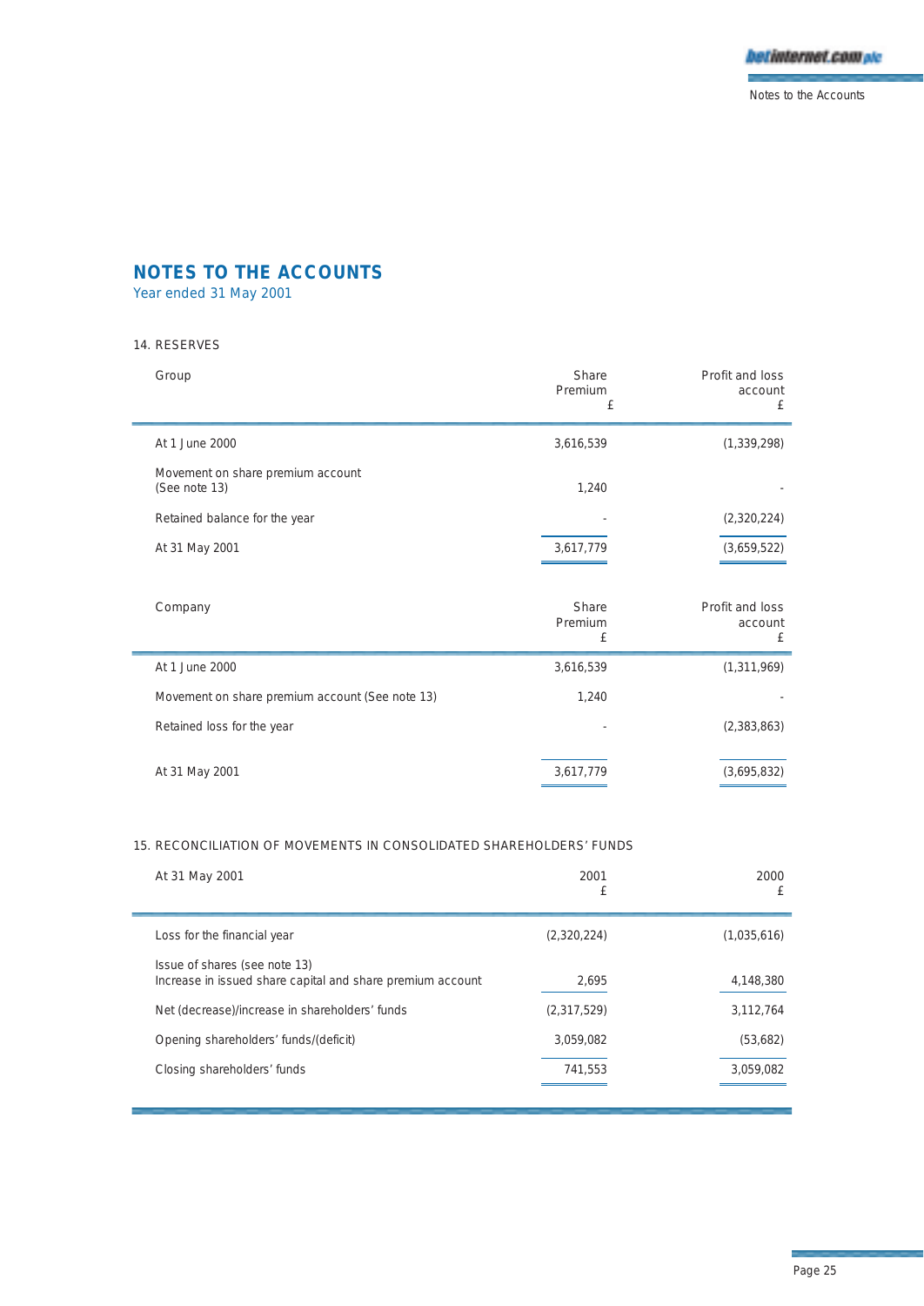# NOTES TO THE ACCOUNTS

Year ended 31 May 2001

## 14. RESERVES

| Group | Share Premium £ | Profit and loss account £ |
|---|---|---|
| At 1 June 2000 | 3,616,539 | (1,339,298) |
| Movement on share premium account (See note 13) | 1,240 | - |
| Retained balance for the year | - | (2,320,224) |
| At 31 May 2001 | 3,617,779 | (3,659,522) |

| Company | Share Premium £ | Profit and loss account £ |
|---|---|---|
| At 1 June 2000 | 3,616,539 | (1,311,969) |
| Movement on share premium account (See note 13) | 1,240 | - |
| Retained loss for the year | - | (2,383,863) |
| At 31 May 2001 | 3,617,779 | (3,695,832) |

## 15. RECONCILIATION OF MOVEMENTS IN CONSOLIDATED SHAREHOLDERS' FUNDS

| At 31 May 2001 | 2001 £ | 2000 £ |
|---|---|---|
| Loss for the financial year | (2,320,224) | (1,035,616) |
| Issue of shares (see note 13) Increase in issued share capital and share premium account | 2,695 | 4,148,380 |
| Net (decrease)/increase in shareholders' funds | (2,317,529) | 3,112,764 |
| Opening shareholders' funds/(deficit) | 3,059,082 | (53,682) |
| Closing shareholders' funds | 741,553 | 3,059,082 |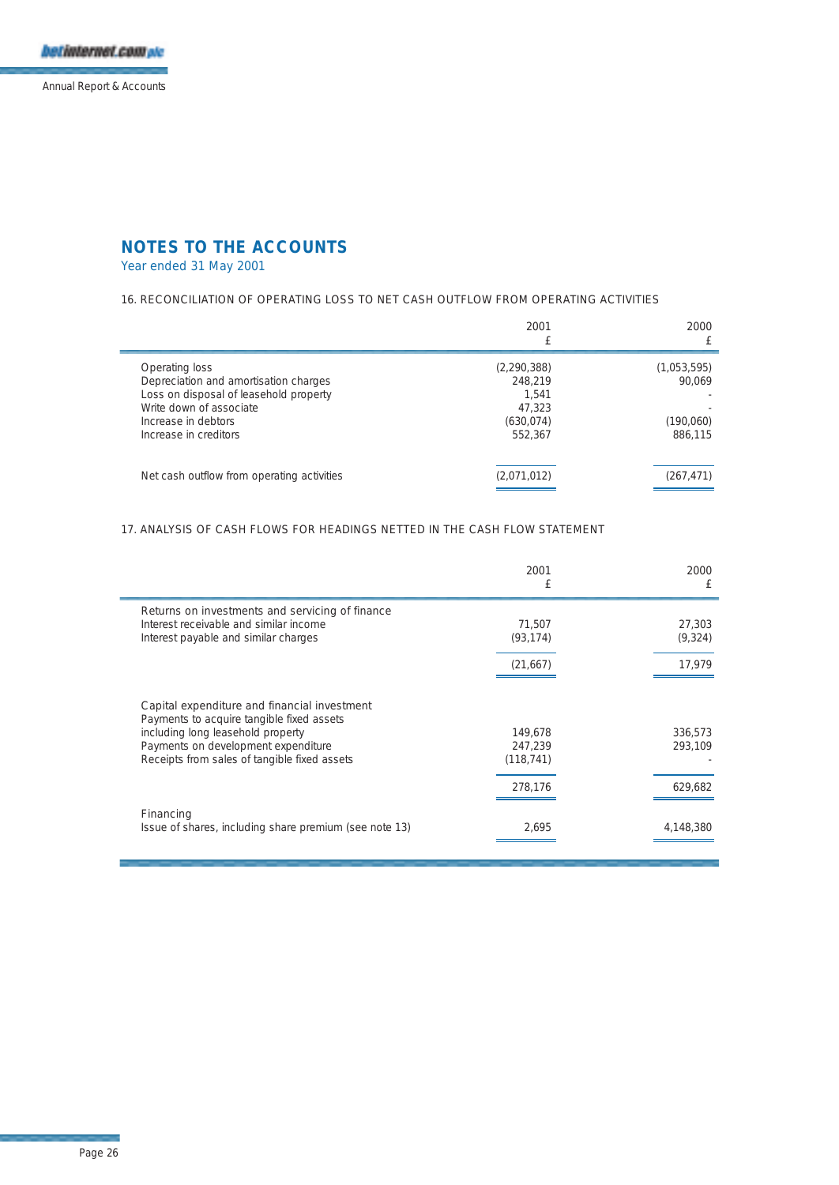# NOTES TO THE ACCOUNTS

Year ended 31 May 2001

## 16. RECONCILIATION OF OPERATING LOSS TO NET CASH OUTFLOW FROM OPERATING ACTIVITIES

| | 2001<br>£ | 2000<br>£ |
|---|---|---|
| Operating loss | (2,290,388) | (1,053,595) |
| Depreciation and amortisation charges | 248,219 | 90,069 |
| Loss on disposal of leasehold property | 1,541 | - |
| Write down of associate | 47,323 | - |
| Increase in debtors | (630,074) | (190,060) |
| Increase in creditors | 552,367 | 886,115 |
| Net cash outflow from operating activities | (2,071,012) | (267,471) |

## 17. ANALYSIS OF CASH FLOWS FOR HEADINGS NETTED IN THE CASH FLOW STATEMENT

| | 2001<br>£ | 2000<br>£ |
|---|---|---|
| Returns on investments and servicing of finance | | |
| Interest receivable and similar income | 71,507 | 27,303 |
| Interest payable and similar charges | (93,174) | (9,324) |
| | (21,667) | 17,979 |
| Capital expenditure and financial investment | | |
| Payments to acquire tangible fixed assets including long leasehold property | 149,678 | 336,573 |
| Payments on development expenditure | 247,239 | 293,109 |
| Receipts from sales of tangible fixed assets | (118,741) | - |
| | 278,176 | 629,682 |
| Financing | | |
| Issue of shares, including share premium (see note 13) | 2,695 | 4,148,380 |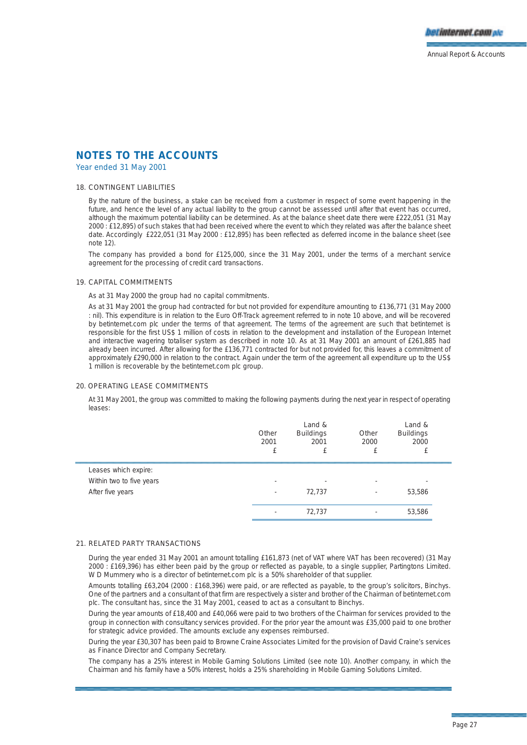# NOTES TO THE ACCOUNTS

Year ended 31 May 2001

## 18. CONTINGENT LIABILITIES

By the nature of the business, a stake can be received from a customer in respect of some event happening in the future, and hence the level of any actual liability to the group cannot be assessed until after that event has occurred, although the maximum potential liability can be determined. As at the balance sheet date there were £222,051 (31 May 2000 : £12,895) of such stakes that had been received where the event to which they related was after the balance sheet date. Accordingly £222,051 (31 May 2000 : £12,895) has been reflected as deferred income in the balance sheet (see note 12).

The company has provided a bond for £125,000, since the 31 May 2001, under the terms of a merchant service agreement for the processing of credit card transactions.

## 19. CAPITAL COMMITMENTS

As at 31 May 2000 the group had no capital commitments.

As at 31 May 2001 the group had contracted for but not provided for expenditure amounting to £136,771 (31 May 2000 : nil). This expenditure is in relation to the Euro Off-Track agreement referred to in note 10 above, and will be recovered by betinternet.com plc under the terms of that agreement. The terms of the agreement are such that betinternet is responsible for the first US$ 1 million of costs in relation to the development and installation of the European Internet and interactive wagering totaliser system as described in note 10. As at 31 May 2001 an amount of £261,885 had already been incurred. After allowing for the £136,771 contracted for but not provided for, this leaves a commitment of approximately £290,000 in relation to the contract. Again under the term of the agreement all expenditure up to the US$ 1 million is recoverable by the betinternet.com plc group.

## 20. OPERATING LEASE COMMITMENTS

At 31 May 2001, the group was committed to making the following payments during the next year in respect of operating leases:

| | Other 2001 £ | Land & Buildings 2001 £ | Other 2000 £ | Land & Buildings 2000 £ |
|---|---|---|---|---|
| Leases which expire: | | | | |
| Within two to five years | - | - | - | - |
| After five years | - | 72,737 | - | 53,586 |
| | - | 72,737 | - | 53,586 |

## 21. RELATED PARTY TRANSACTIONS

During the year ended 31 May 2001 an amount totalling £161,873 (net of VAT where VAT has been recovered) (31 May 2000 : £169,396) has either been paid by the group or reflected as payable, to a single supplier, Partingtons Limited. W D Mummery who is a director of betinternet.com plc is a 50% shareholder of that supplier.

Amounts totalling £63,204 (2000 : £168,396) were paid, or are reflected as payable, to the group's solicitors, Binchys. One of the partners and a consultant of that firm are respectively a sister and brother of the Chairman of betinternet.com plc. The consultant has, since the 31 May 2001, ceased to act as a consultant to Binchys.

During the year amounts of £18,400 and £40,066 were paid to two brothers of the Chairman for services provided to the group in connection with consultancy services provided. For the prior year the amount was £35,000 paid to one brother for strategic advice provided. The amounts exclude any expenses reimbursed.

During the year £30,307 has been paid to Browne Craine Associates Limited for the provision of David Craine's services as Finance Director and Company Secretary.

The company has a 25% interest in Mobile Gaming Solutions Limited (see note 10). Another company, in which the Chairman and his family have a 50% interest, holds a 25% shareholding in Mobile Gaming Solutions Limited.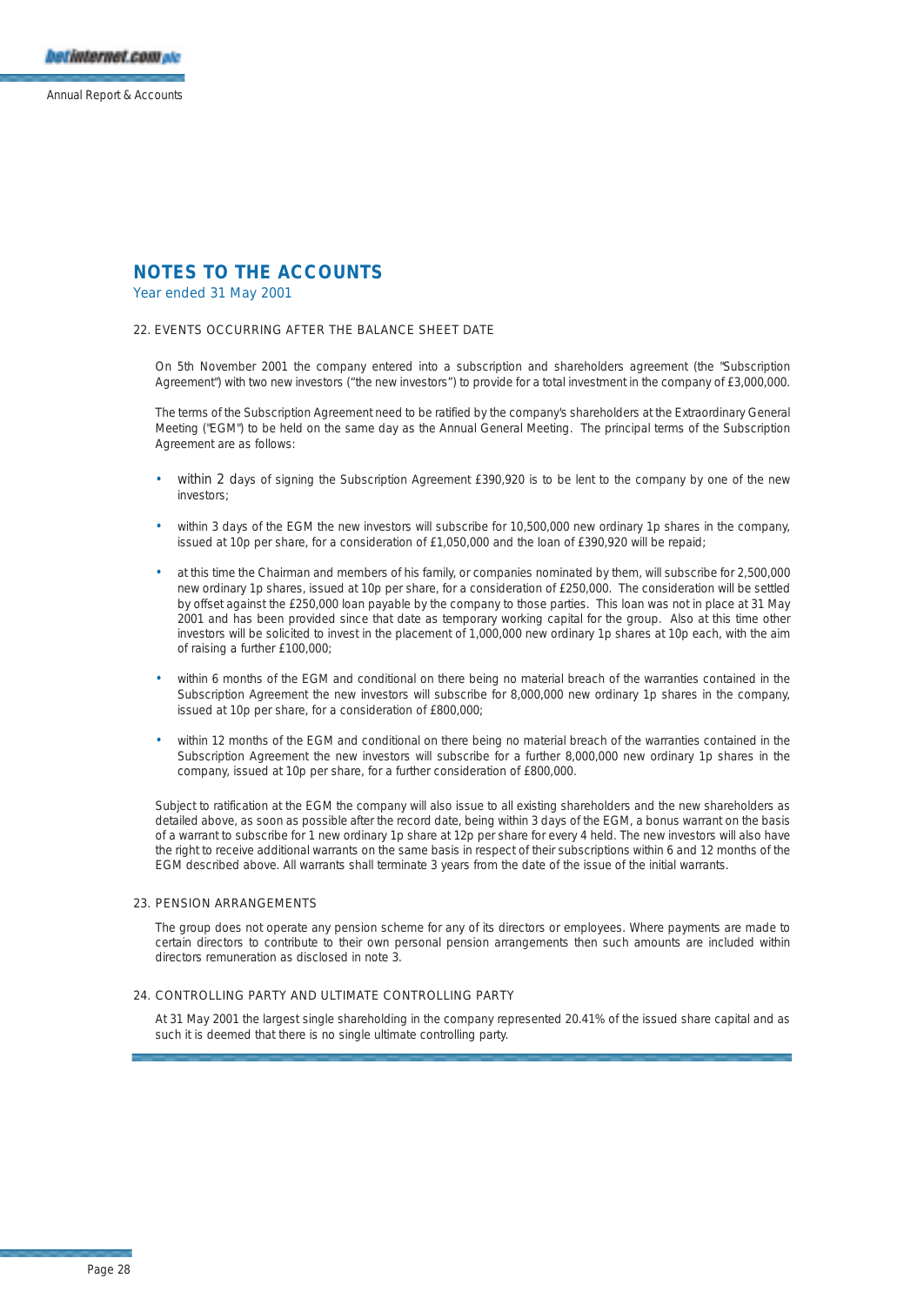# NOTES TO THE ACCOUNTS

Year ended 31 May 2001

## 22. EVENTS OCCURRING AFTER THE BALANCE SHEET DATE

On 5th November 2001 the company entered into a subscription and shareholders agreement (the "Subscription Agreement") with two new investors ("the new investors") to provide for a total investment in the company of £3,000,000.

The terms of the Subscription Agreement need to be ratified by the company's shareholders at the Extraordinary General Meeting ("EGM") to be held on the same day as the Annual General Meeting. The principal terms of the Subscription Agreement are as follows:

- within 2 days of signing the Subscription Agreement £390,920 is to be lent to the company by one of the new investors;
- within 3 days of the EGM the new investors will subscribe for 10,500,000 new ordinary 1p shares in the company, issued at 10p per share, for a consideration of £1,050,000 and the loan of £390,920 will be repaid;
- at this time the Chairman and members of his family, or companies nominated by them, will subscribe for 2,500,000 new ordinary 1p shares, issued at 10p per share, for a consideration of £250,000. The consideration will be settled by offset against the £250,000 loan payable by the company to those parties. This loan was not in place at 31 May 2001 and has been provided since that date as temporary working capital for the group. Also at this time other investors will be solicited to invest in the placement of 1,000,000 new ordinary 1p shares at 10p each, with the aim of raising a further £100,000;
- within 6 months of the EGM and conditional on there being no material breach of the warranties contained in the Subscription Agreement the new investors will subscribe for 8,000,000 new ordinary 1p shares in the company, issued at 10p per share, for a consideration of £800,000;
- within 12 months of the EGM and conditional on there being no material breach of the warranties contained in the Subscription Agreement the new investors will subscribe for a further 8,000,000 new ordinary 1p shares in the company, issued at 10p per share, for a further consideration of £800,000.

Subject to ratification at the EGM the company will also issue to all existing shareholders and the new shareholders as detailed above, as soon as possible after the record date, being within 3 days of the EGM, a bonus warrant on the basis of a warrant to subscribe for 1 new ordinary 1p share at 12p per share for every 4 held. The new investors will also have the right to receive additional warrants on the same basis in respect of their subscriptions within 6 and 12 months of the EGM described above. All warrants shall terminate 3 years from the date of the issue of the initial warrants.

## 23. PENSION ARRANGEMENTS

The group does not operate any pension scheme for any of its directors or employees. Where payments are made to certain directors to contribute to their own personal pension arrangements then such amounts are included within directors remuneration as disclosed in note 3.

## 24. CONTROLLING PARTY AND ULTIMATE CONTROLLING PARTY

At 31 May 2001 the largest single shareholding in the company represented 20.41% of the issued share capital and as such it is deemed that there is no single ultimate controlling party.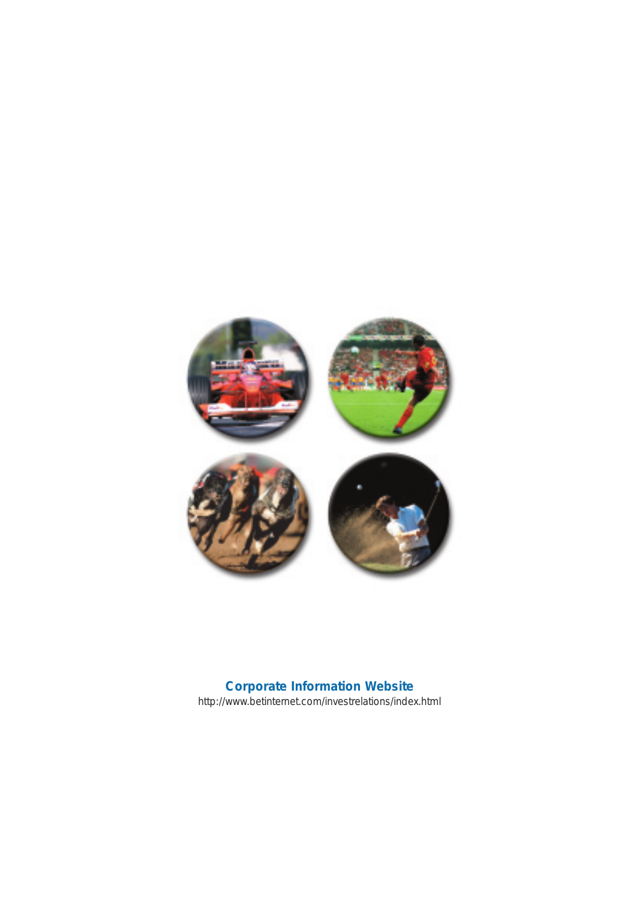**Corporate Information Website**

http://www.betinternet.com/investrelations/index.html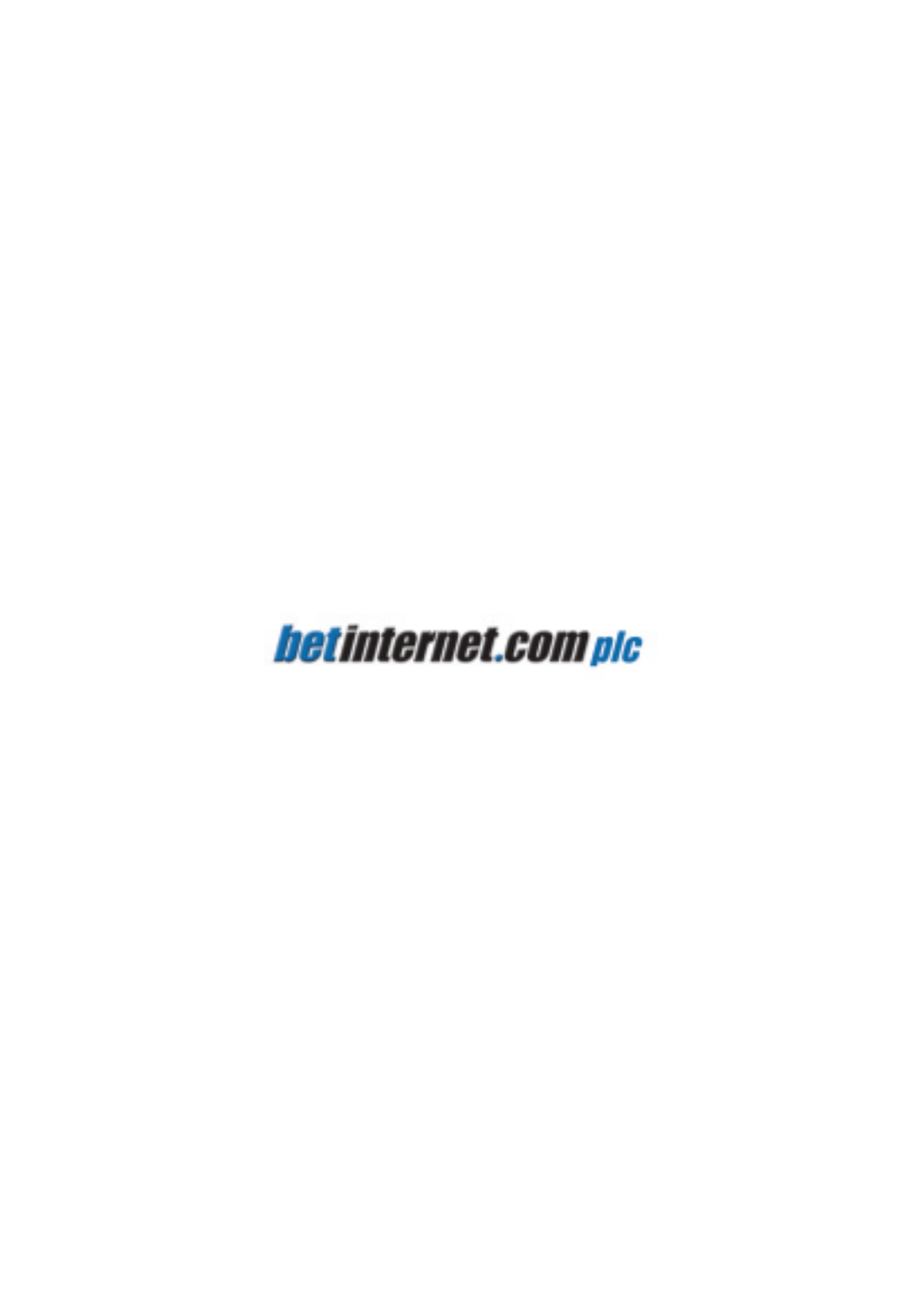betinternet.com plc